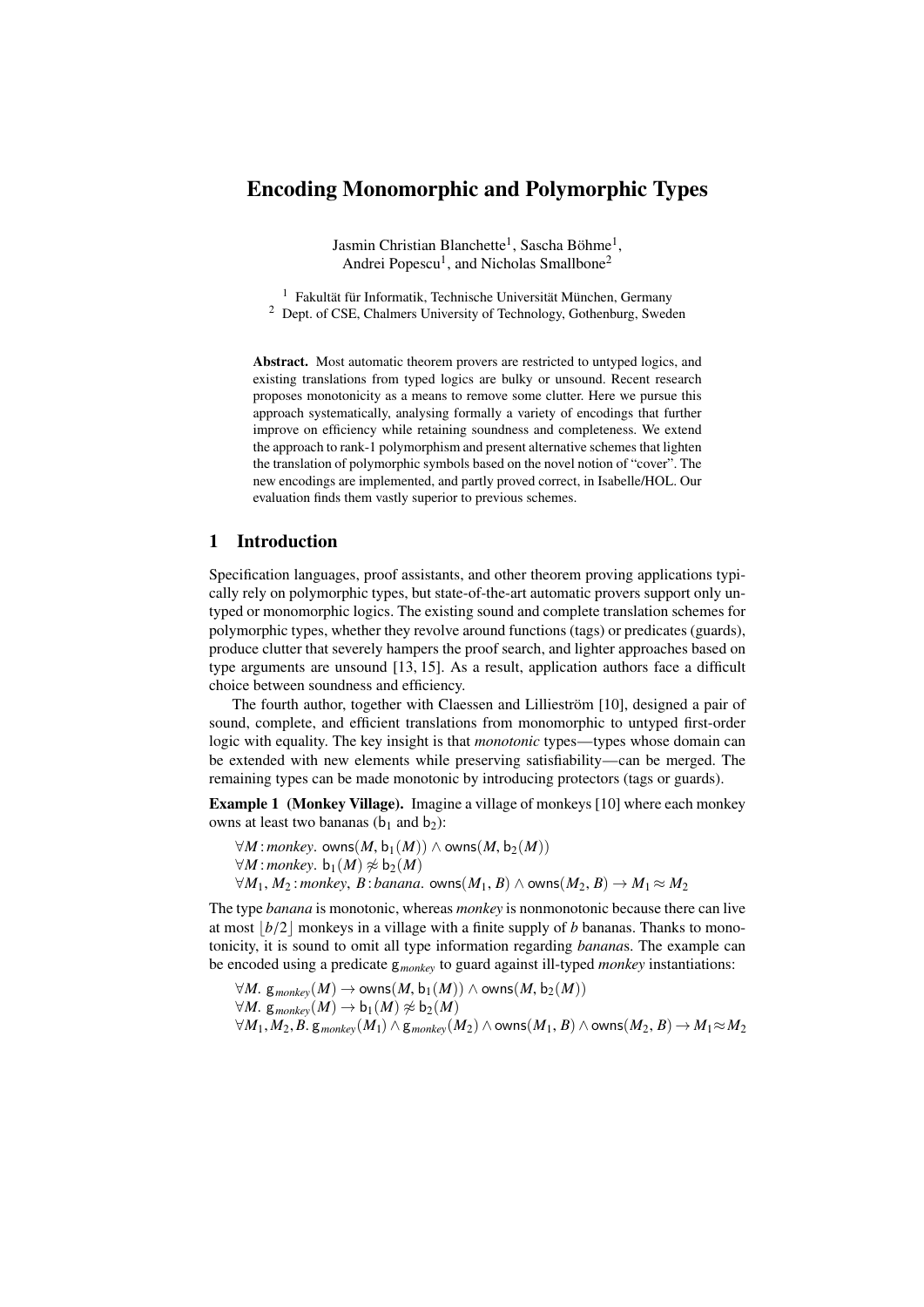# Encoding Monomorphic and Polymorphic Types

Jasmin Christian Blanchette[1], Sascha Böhme[1],
Andrei Popescu[1], and Nicholas Smallbone[2]

[1] Fakultät für Informatik, Technische Universität München, Germany
[2] Dept. of CSE, Chalmers University of Technology, Gothenburg, Sweden

**Abstract.** Most automatic theorem provers are restricted to untyped logics, and existing translations from typed logics are bulky or unsound. Recent research proposes monotonicity as a means to remove some clutter. Here we pursue this approach systematically, analysing formally a variety of encodings that further improve on efficiency while retaining soundness and completeness. We extend the approach to rank-1 polymorphism and present alternative schemes that lighten the translation of polymorphic symbols based on the novel notion of "cover". The new encodings are implemented, and partly proved correct, in Isabelle/HOL. Our evaluation finds them vastly superior to previous schemes.

## 1 Introduction

Specification languages, proof assistants, and other theorem proving applications typically rely on polymorphic types, but state-of-the-art automatic provers support only untyped or monomorphic logics. The existing sound and complete translation schemes for polymorphic types, whether they revolve around functions (tags) or predicates (guards), produce clutter that severely hampers the proof search, and lighter approaches based on type arguments are unsound [13, 15]. As a result, application authors face a difficult choice between soundness and efficiency.

The fourth author, together with Claessen and Lillieström [10], designed a pair of sound, complete, and efficient translations from monomorphic to untyped first-order logic with equality. The key insight is that *monotonic* types—types whose domain can be extended with new elements while preserving satisfiability—can be merged. The remaining types can be made monotonic by introducing protectors (tags or guards).

**Example 1 (Monkey Village).** Imagine a village of monkeys [10] where each monkey owns at least two bananas ($\mathsf{b}_1$ and $\mathsf{b}_2$):

$\forall M\!:\!monkey.\ \mathsf{owns}(M, \mathsf{b}_1(M)) \wedge \mathsf{owns}(M, \mathsf{b}_2(M))$
$\forall M\!:\!monkey.\ \mathsf{b}_1(M) \not\approx \mathsf{b}_2(M)$
$\forall M_1, M_2\!:\!monkey,\ B\!:\!banana.\ \mathsf{owns}(M_1, B) \wedge \mathsf{owns}(M_2, B) \rightarrow M_1 \approx M_2$

The type *banana* is monotonic, whereas *monkey* is nonmonotonic because there can live at most $\lfloor b/2 \rfloor$ monkeys in a village with a finite supply of $b$ bananas. Thanks to monotonicity, it is sound to omit all type information regarding *banana*s. The example can be encoded using a predicate $\mathsf{g}_{monkey}$ to guard against ill-typed *monkey* instantiations:

$\forall M.\ \mathsf{g}_{monkey}(M) \rightarrow \mathsf{owns}(M, \mathsf{b}_1(M)) \wedge \mathsf{owns}(M, \mathsf{b}_2(M))$
$\forall M.\ \mathsf{g}_{monkey}(M) \rightarrow \mathsf{b}_1(M) \not\approx \mathsf{b}_2(M)$
$\forall M_1, M_2, B.\ \mathsf{g}_{monkey}(M_1) \wedge \mathsf{g}_{monkey}(M_2) \wedge \mathsf{owns}(M_1, B) \wedge \mathsf{owns}(M_2, B) \rightarrow M_1 \approx M_2$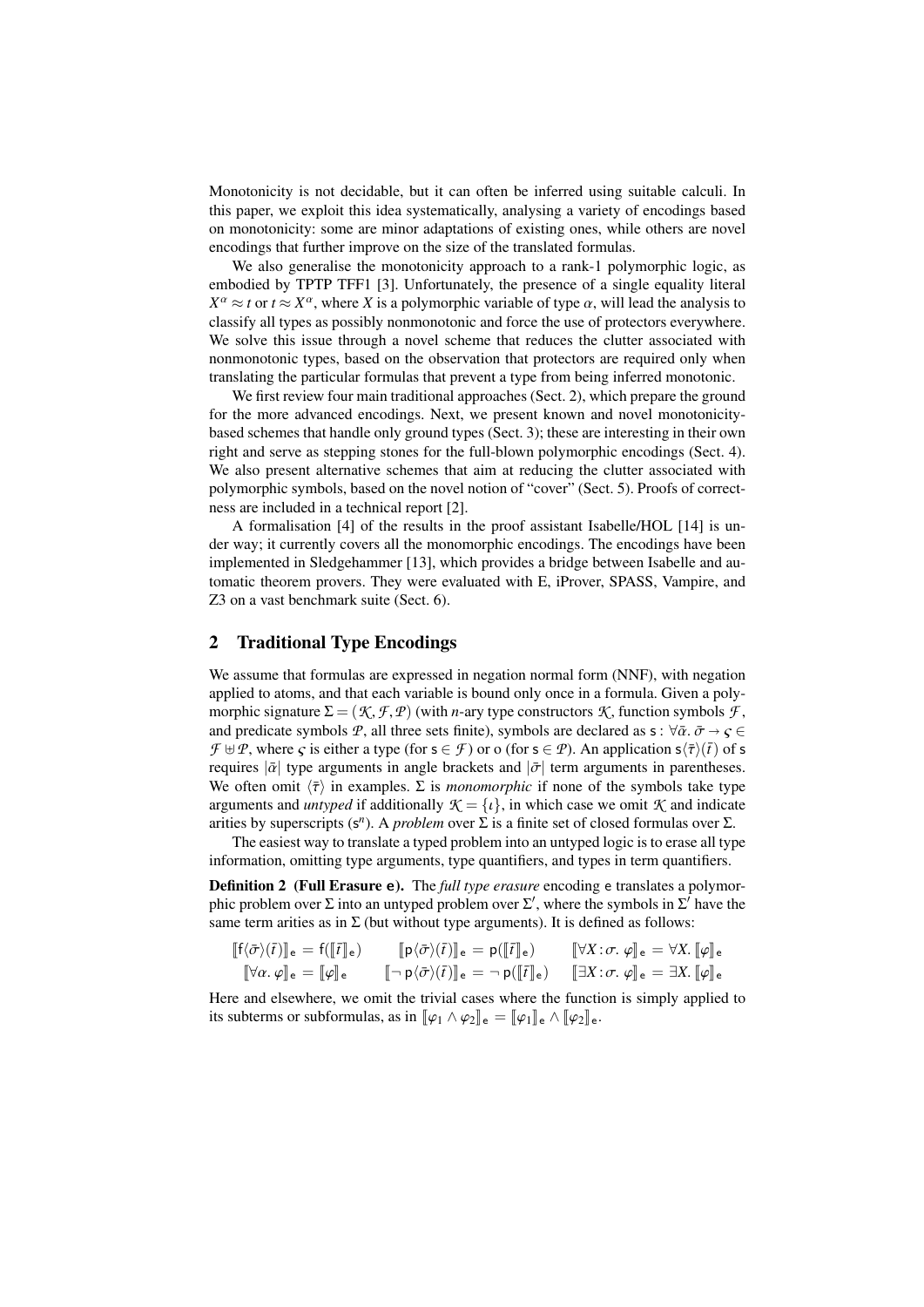Monotonicity is not decidable, but it can often be inferred using suitable calculi. In this paper, we exploit this idea systematically, analysing a variety of encodings based on monotonicity: some are minor adaptations of existing ones, while others are novel encodings that further improve on the size of the translated formulas.

We also generalise the monotonicity approach to a rank-1 polymorphic logic, as embodied by TPTP TFF1 [3]. Unfortunately, the presence of a single equality literal $X^\alpha \approx t$ or $t \approx X^\alpha$, where $X$ is a polymorphic variable of type $\alpha$, will lead the analysis to classify all types as possibly nonmonotonic and force the use of protectors everywhere. We solve this issue through a novel scheme that reduces the clutter associated with nonmonotonic types, based on the observation that protectors are required only when translating the particular formulas that prevent a type from being inferred monotonic.

We first review four main traditional approaches (Sect. 2), which prepare the ground for the more advanced encodings. Next, we present known and novel monotonicity-based schemes that handle only ground types (Sect. 3); these are interesting in their own right and serve as stepping stones for the full-blown polymorphic encodings (Sect. 4). We also present alternative schemes that aim at reducing the clutter associated with polymorphic symbols, based on the novel notion of "cover" (Sect. 5). Proofs of correctness are included in a technical report [2].

A formalisation [4] of the results in the proof assistant Isabelle/HOL [14] is under way; it currently covers all the monomorphic encodings. The encodings have been implemented in Sledgehammer [13], which provides a bridge between Isabelle and automatic theorem provers. They were evaluated with E, iProver, SPASS, Vampire, and Z3 on a vast benchmark suite (Sect. 6).

## 2 Traditional Type Encodings

We assume that formulas are expressed in negation normal form (NNF), with negation applied to atoms, and that each variable is bound only once in a formula. Given a polymorphic signature $\Sigma = (\mathcal{K}, \mathcal{F}, \mathcal{P})$ (with $n$-ary type constructors $\mathcal{K}$, function symbols $\mathcal{F}$, and predicate symbols $\mathcal{P}$, all three sets finite), symbols are declared as $\mathsf{s} : \forall\bar{\alpha}.\ \bar{\sigma} \to \varsigma \in \mathcal{F} \uplus \mathcal{P}$, where $\varsigma$ is either a type (for $\mathsf{s} \in \mathcal{F}$) or $o$ (for $\mathsf{s} \in \mathcal{P}$). An application $\mathsf{s}\langle\bar{\tau}\rangle(\bar{t})$ of $\mathsf{s}$ requires $|\bar{\alpha}|$ type arguments in angle brackets and $|\bar{\sigma}|$ term arguments in parentheses. We often omit $\langle\bar{\tau}\rangle$ in examples. $\Sigma$ is *monomorphic* if none of the symbols take type arguments and *untyped* if additionally $\mathcal{K} = \{\iota\}$, in which case we omit $\mathcal{K}$ and indicate arities by superscripts ($\mathsf{s}^n$). A *problem* over $\Sigma$ is a finite set of closed formulas over $\Sigma$.

The easiest way to translate a typed problem into an untyped logic is to erase all type information, omitting type arguments, type quantifiers, and types in term quantifiers.

**Definition 2 (Full Erasure e).** The *full type erasure* encoding e translates a polymorphic problem over $\Sigma$ into an untyped problem over $\Sigma'$, where the symbols in $\Sigma'$ have the same term arities as in $\Sigma$ (but without type arguments). It is defined as follows:

$$\llbracket \mathsf{f}\langle\bar{\sigma}\rangle(\bar{t}) \rrbracket_{\mathsf{e}} = \mathsf{f}(\llbracket \bar{t} \rrbracket_{\mathsf{e}}) \qquad \llbracket \mathsf{p}\langle\bar{\sigma}\rangle(\bar{t}) \rrbracket_{\mathsf{e}} = \mathsf{p}(\llbracket \bar{t} \rrbracket_{\mathsf{e}}) \qquad \llbracket \forall X{:}\,\sigma.\ \varphi \rrbracket_{\mathsf{e}} = \forall X.\ \llbracket \varphi \rrbracket_{\mathsf{e}}$$

$$\llbracket \forall\alpha.\ \varphi \rrbracket_{\mathsf{e}} = \llbracket \varphi \rrbracket_{\mathsf{e}} \qquad \llbracket \neg\, \mathsf{p}\langle\bar{\sigma}\rangle(\bar{t}) \rrbracket_{\mathsf{e}} = \neg\, \mathsf{p}(\llbracket \bar{t} \rrbracket_{\mathsf{e}}) \qquad \llbracket \exists X{:}\,\sigma.\ \varphi \rrbracket_{\mathsf{e}} = \exists X.\ \llbracket \varphi \rrbracket_{\mathsf{e}}$$

Here and elsewhere, we omit the trivial cases where the function is simply applied to its subterms or subformulas, as in $\llbracket \varphi_1 \wedge \varphi_2 \rrbracket_{\mathsf{e}} = \llbracket \varphi_1 \rrbracket_{\mathsf{e}} \wedge \llbracket \varphi_2 \rrbracket_{\mathsf{e}}$.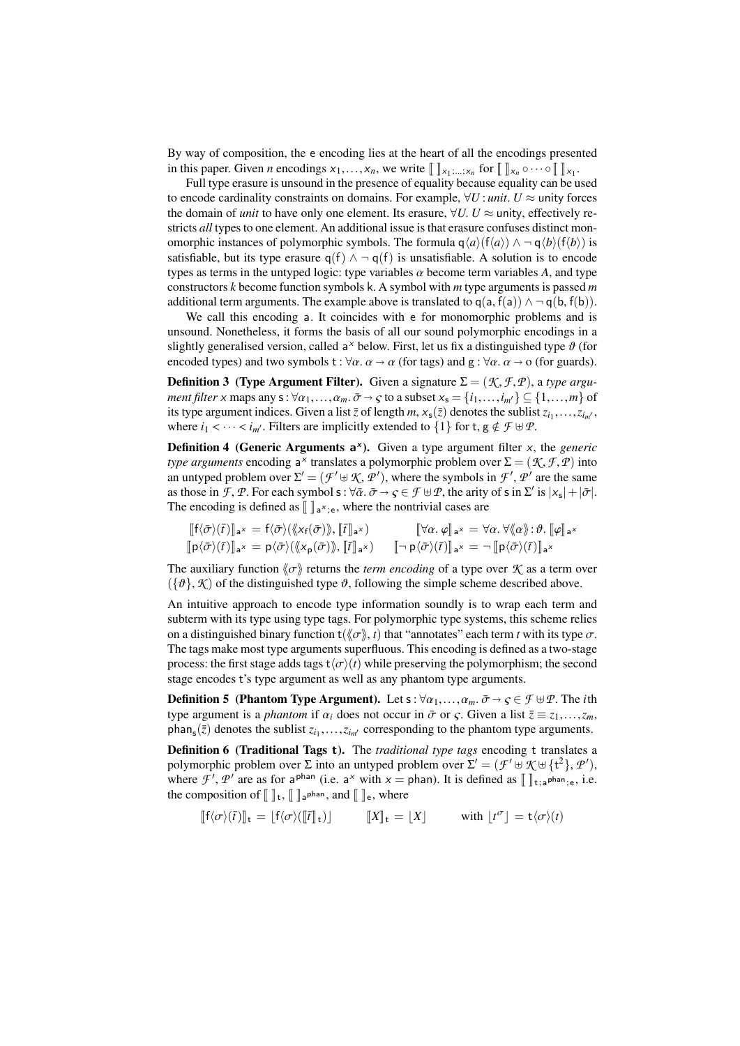By way of composition, the $\mathsf{e}$ encoding lies at the heart of all the encodings presented in this paper. Given $n$ encodings $\mathsf{x}_1,\dots,\mathsf{x}_n$, we write $[\![\ ]\!]_{\mathsf{x}_1;\dots;\mathsf{x}_n}$ for $[\![\ ]\!]_{\mathsf{x}_n} \circ \cdots \circ [\![\ ]\!]_{\mathsf{x}_1}$.

Full type erasure is unsound in the presence of equality because equality can be used to encode cardinality constraints on domains. For example, $\forall U : \mathit{unit}.\ U \approx \mathsf{unity}$ forces the domain of *unit* to have only one element. Its erasure, $\forall U.\ U \approx \mathsf{unity}$, effectively restricts *all* types to one element. An additional issue is that erasure confuses distinct monomorphic instances of polymorphic symbols. The formula $\mathsf{q}\langle a\rangle(\mathsf{f}\langle a\rangle) \wedge \neg\, \mathsf{q}\langle b\rangle(\mathsf{f}\langle b\rangle)$ is satisfiable, but its type erasure $\mathsf{q}(\mathsf{f}) \wedge \neg\, \mathsf{q}(\mathsf{f})$ is unsatisfiable. A solution is to encode types as terms in the untyped logic: type variables $\alpha$ become term variables $A$, and type constructors $k$ become function symbols $\mathsf{k}$. A symbol with $m$ type arguments is passed $m$ additional term arguments. The example above is translated to $\mathsf{q}(\mathsf{a}, \mathsf{f}(\mathsf{a})) \wedge \neg\, \mathsf{q}(\mathsf{b}, \mathsf{f}(\mathsf{b}))$.

We call this encoding $\mathsf{a}$. It coincides with $\mathsf{e}$ for monomorphic problems and is unsound. Nonetheless, it forms the basis of all our sound polymorphic encodings in a slightly generalised version, called $\mathsf{a}^{\mathsf{x}}$ below. First, let us fix a distinguished type $\vartheta$ (for encoded types) and two symbols $\mathsf{t} : \forall\alpha.\ \alpha \to \alpha$ (for tags) and $\mathsf{g} : \forall\alpha.\ \alpha \to o$ (for guards).

**Definition 3 (Type Argument Filter).** Given a signature $\Sigma = (\mathcal{K}, \mathcal{F}, \mathcal{P})$, a *type argument filter* $\mathsf{x}$ maps any $\mathsf{s} : \forall\alpha_1,\dots,\alpha_m.\ \bar\sigma \to \varsigma$ to a subset $\mathsf{x}_{\mathsf{s}} = \{i_1,\dots,i_{m'}\} \subseteq \{1,\dots,m\}$ of its type argument indices. Given a list $\bar z$ of length $m$, $\mathsf{x}_{\mathsf{s}}(\bar z)$ denotes the sublist $z_{i_1},\dots,z_{i_{m'}}$, where $i_1 < \dots < i_{m'}$. Filters are implicitly extended to $\{1\}$ for $\mathsf{t}, \mathsf{g} \notin \mathcal{F} \uplus \mathcal{P}$.

**Definition 4 (Generic Arguments $\mathsf{a}^{\mathsf{x}}$).** Given a type argument filter $\mathsf{x}$, the *generic type arguments* encoding $\mathsf{a}^{\mathsf{x}}$ translates a polymorphic problem over $\Sigma = (\mathcal{K}, \mathcal{F}, \mathcal{P})$ into an untyped problem over $\Sigma' = (\mathcal{F}' \uplus \mathcal{K}, \mathcal{P}')$, where the symbols in $\mathcal{F}', \mathcal{P}'$ are the same as those in $\mathcal{F}, \mathcal{P}$. For each symbol $\mathsf{s} : \forall\bar\alpha.\ \bar\sigma \to \varsigma \in \mathcal{F} \uplus \mathcal{P}$, the arity of $\mathsf{s}$ in $\Sigma'$ is $|\mathsf{x}_{\mathsf{s}}| + |\bar\sigma|$. The encoding is defined as $[\![\ ]\!]_{\mathsf{a}^{\mathsf{x}};\mathsf{e}}$, where the nontrivial cases are

$$[\![\mathsf{f}\langle\bar\sigma\rangle(\bar t)]\!]_{\mathsf{a}^{\mathsf{x}}} = \mathsf{f}\langle\bar\sigma\rangle(\langle\!\langle \mathsf{x}_{\mathsf{f}}(\bar\sigma)\rangle\!\rangle, [\![\bar t]\!]_{\mathsf{a}^{\mathsf{x}}}) \qquad [\![\forall\alpha.\ \varphi]\!]_{\mathsf{a}^{\mathsf{x}}} = \forall\alpha.\ \forall\langle\!\langle\alpha\rangle\!\rangle : \vartheta.\ [\![\varphi]\!]_{\mathsf{a}^{\mathsf{x}}}$$

$$[\![\mathsf{p}\langle\bar\sigma\rangle(\bar t)]\!]_{\mathsf{a}^{\mathsf{x}}} = \mathsf{p}\langle\bar\sigma\rangle(\langle\!\langle \mathsf{x}_{\mathsf{p}}(\bar\sigma)\rangle\!\rangle, [\![\bar t]\!]_{\mathsf{a}^{\mathsf{x}}}) \qquad [\![\neg\, \mathsf{p}\langle\bar\sigma\rangle(\bar t)]\!]_{\mathsf{a}^{\mathsf{x}}} = \neg\, [\![\mathsf{p}\langle\bar\sigma\rangle(\bar t)]\!]_{\mathsf{a}^{\mathsf{x}}}$$

The auxiliary function $\langle\!\langle\sigma\rangle\!\rangle$ returns the *term encoding* of a type over $\mathcal{K}$ as a term over $(\{\vartheta\}, \mathcal{K})$ of the distinguished type $\vartheta$, following the simple scheme described above.

An intuitive approach to encode type information soundly is to wrap each term and subterm with its type using type tags. For polymorphic type systems, this scheme relies on a distinguished binary function $\mathsf{t}(\langle\!\langle\sigma\rangle\!\rangle, t)$ that "annotates" each term $t$ with its type $\sigma$. The tags make most type arguments superfluous. This encoding is defined as a two-stage process: the first stage adds tags $\mathsf{t}\langle\sigma\rangle(t)$ while preserving the polymorphism; the second stage encodes $\mathsf{t}$'s type argument as well as any phantom type arguments.

**Definition 5 (Phantom Type Argument).** Let $\mathsf{s} : \forall\alpha_1,\dots,\alpha_m.\ \bar\sigma \to \varsigma \in \mathcal{F} \uplus \mathcal{P}$. The $i$th type argument is a *phantom* if $\alpha_i$ does not occur in $\bar\sigma$ or $\varsigma$. Given a list $\bar z \equiv z_1,\dots,z_m$, $\mathsf{phan}_{\mathsf{s}}(\bar z)$ denotes the sublist $z_{i_1},\dots,z_{i_{m'}}$ corresponding to the phantom type arguments.

**Definition 6 (Traditional Tags $\mathsf{t}$).** The *traditional type tags* encoding $\mathsf{t}$ translates a polymorphic problem over $\Sigma$ into an untyped problem over $\Sigma' = (\mathcal{F}' \uplus \mathcal{K} \uplus \{\mathsf{t}^2\}, \mathcal{P}')$, where $\mathcal{F}', \mathcal{P}'$ are as for $\mathsf{a}^{\mathsf{phan}}$ (i.e. $\mathsf{a}^{\mathsf{x}}$ with $\mathsf{x} = \mathsf{phan}$). It is defined as $[\![\ ]\!]_{\mathsf{t};\mathsf{a}^{\mathsf{phan}};\mathsf{e}}$, i.e. the composition of $[\![\ ]\!]_{\mathsf{t}}$, $[\![\ ]\!]_{\mathsf{a}^{\mathsf{phan}}}$, and $[\![\ ]\!]_{\mathsf{e}}$, where

$$[\![\mathsf{f}\langle\bar\sigma\rangle(\bar t)]\!]_{\mathsf{t}} = \lfloor \mathsf{f}\langle\bar\sigma\rangle([\![\bar t]\!]_{\mathsf{t}})\rfloor \qquad [\![X]\!]_{\mathsf{t}} = \lfloor X\rfloor \qquad \text{with } \lfloor t^{\sigma}\rfloor = \mathsf{t}\langle\sigma\rangle(t)$$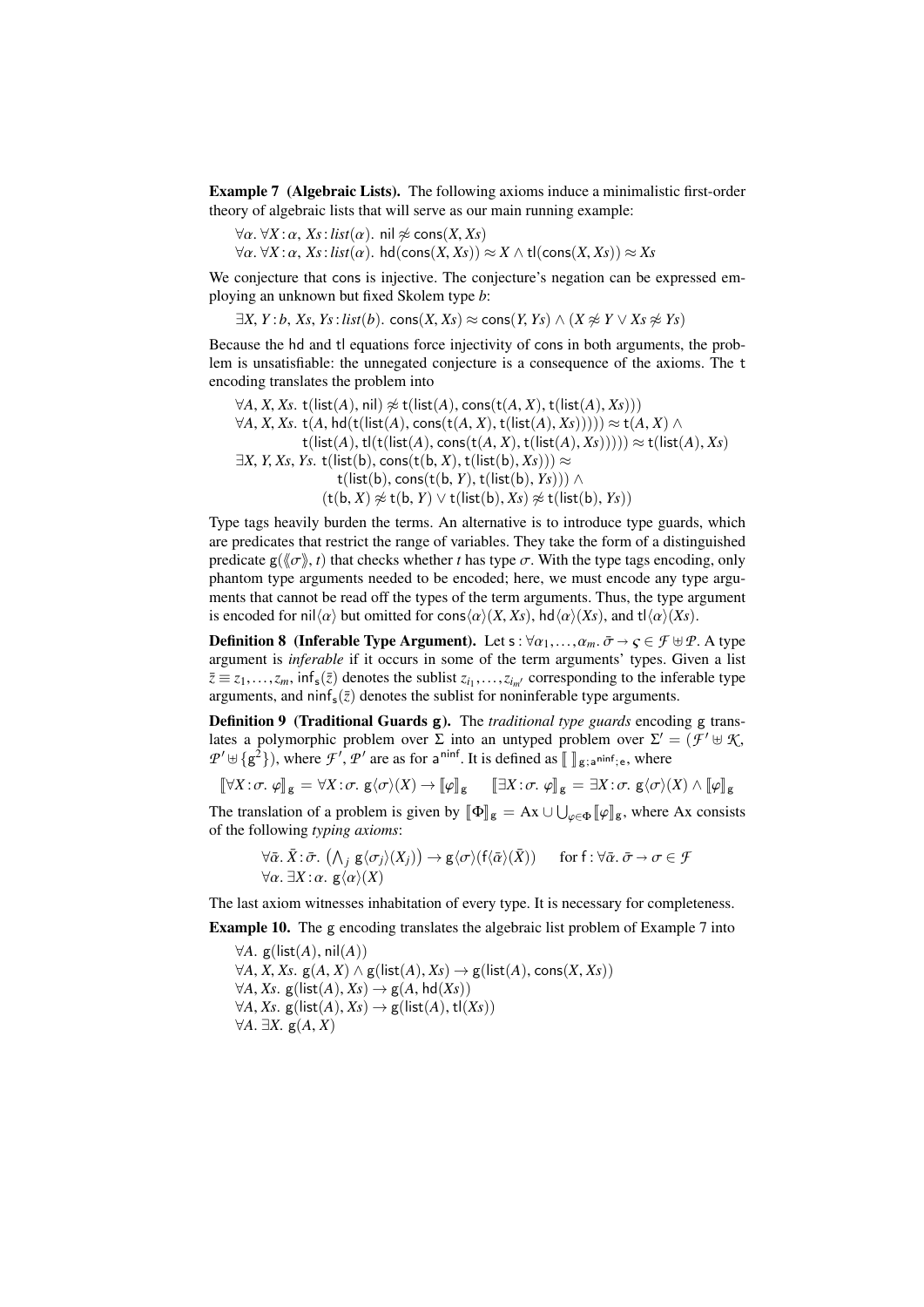**Example 7 (Algebraic Lists).** The following axioms induce a minimalistic first-order theory of algebraic lists that will serve as our main running example:

$$\forall \alpha.\, \forall X\!:\!\alpha,\ Xs\!:\!list(\alpha).\ \mathsf{nil} \not\approx \mathsf{cons}(X, Xs)$$
$$\forall \alpha.\, \forall X\!:\!\alpha,\ Xs\!:\!list(\alpha).\ \mathsf{hd}(\mathsf{cons}(X, Xs)) \approx X \wedge \mathsf{tl}(\mathsf{cons}(X, Xs)) \approx Xs$$

We conjecture that cons is injective. The conjecture's negation can be expressed employing an unknown but fixed Skolem type $b$:

$$\exists X, Y\!:\!b,\ Xs, Ys\!:\!list(b).\ \mathsf{cons}(X, Xs) \approx \mathsf{cons}(Y, Ys) \wedge (X \not\approx Y \vee Xs \not\approx Ys)$$

Because the hd and tl equations force injectivity of cons in both arguments, the problem is unsatisfiable: the unnegated conjecture is a consequence of the axioms. The t encoding translates the problem into

$$\forall A, X, Xs.\ \mathsf{t}(\mathsf{list}(A), \mathsf{nil}) \not\approx \mathsf{t}(\mathsf{list}(A), \mathsf{cons}(\mathsf{t}(A, X), \mathsf{t}(\mathsf{list}(A), Xs)))$$
$$\forall A, X, Xs.\ \mathsf{t}(A, \mathsf{hd}(\mathsf{t}(\mathsf{list}(A), \mathsf{cons}(\mathsf{t}(A, X), \mathsf{t}(\mathsf{list}(A), Xs))))) \approx \mathsf{t}(A, X) \wedge$$
$$\mathsf{t}(\mathsf{list}(A), \mathsf{tl}(\mathsf{t}(\mathsf{list}(A), \mathsf{cons}(\mathsf{t}(A, X), \mathsf{t}(\mathsf{list}(A), Xs))))) \approx \mathsf{t}(\mathsf{list}(A), Xs)$$
$$\exists X, Y, Xs, Ys.\ \mathsf{t}(\mathsf{list}(\mathsf{b}), \mathsf{cons}(\mathsf{t}(\mathsf{b}, X), \mathsf{t}(\mathsf{list}(\mathsf{b}), Xs))) \approx$$
$$\mathsf{t}(\mathsf{list}(\mathsf{b}), \mathsf{cons}(\mathsf{t}(\mathsf{b}, Y), \mathsf{t}(\mathsf{list}(\mathsf{b}), Ys))) \wedge$$
$$(\mathsf{t}(\mathsf{b}, X) \not\approx \mathsf{t}(\mathsf{b}, Y) \vee \mathsf{t}(\mathsf{list}(\mathsf{b}), Xs) \not\approx \mathsf{t}(\mathsf{list}(\mathsf{b}), Ys))$$

Type tags heavily burden the terms. An alternative is to introduce type guards, which are predicates that restrict the range of variables. They take the form of a distinguished predicate $\mathsf{g}(\langle\!\langle\sigma\rangle\!\rangle, t)$ that checks whether $t$ has type $\sigma$. With the type tags encoding, only phantom type arguments needed to be encoded; here, we must encode any type arguments that cannot be read off the types of the term arguments. Thus, the type argument is encoded for $\mathsf{nil}\langle\alpha\rangle$ but omitted for $\mathsf{cons}\langle\alpha\rangle(X, Xs)$, $\mathsf{hd}\langle\alpha\rangle(Xs)$, and $\mathsf{tl}\langle\alpha\rangle(Xs)$.

**Definition 8 (Inferable Type Argument).** Let $\mathsf{s} : \forall\alpha_1, \ldots, \alpha_m.\ \bar\sigma \to \varsigma \in \mathcal{F} \uplus \mathcal{P}$. A type argument is *inferable* if it occurs in some of the term arguments' types. Given a list $\bar z \equiv z_1, \ldots, z_m$, $\mathsf{inf}_\mathsf{s}(\bar z)$ denotes the sublist $z_{i_1}, \ldots, z_{i_{m'}}$ corresponding to the inferable type arguments, and $\mathsf{ninf}_\mathsf{s}(\bar z)$ denotes the sublist for noninferable type arguments.

**Definition 9 (Traditional Guards g).** The *traditional type guards* encoding g translates a polymorphic problem over $\Sigma$ into an untyped problem over $\Sigma' = (\mathcal{F}' \uplus \mathcal{K}, \mathcal{P}' \uplus \{\mathsf{g}^2\})$, where $\mathcal{F}'$, $\mathcal{P}'$ are as for $\mathsf{a}^{\mathsf{ninf}}$. It is defined as $[\![\ ]\!]_{\mathsf{g};\mathsf{a}^{\mathsf{ninf}};\mathsf{e}}$, where

$$[\![\forall X\!:\!\sigma.\ \varphi]\!]_\mathsf{g} = \forall X\!:\!\sigma.\ \mathsf{g}\langle\sigma\rangle(X) \to [\![\varphi]\!]_\mathsf{g} \qquad [\![\exists X\!:\!\sigma.\ \varphi]\!]_\mathsf{g} = \exists X\!:\!\sigma.\ \mathsf{g}\langle\sigma\rangle(X) \wedge [\![\varphi]\!]_\mathsf{g}$$

The translation of a problem is given by $[\![\Phi]\!]_\mathsf{g} = \mathrm{Ax} \cup \bigcup_{\varphi\in\Phi}[\![\varphi]\!]_\mathsf{g}$, where Ax consists of the following *typing axioms*:

$$\forall\bar\alpha.\ \bar X\!:\!\bar\sigma.\ \big(\textstyle\bigwedge_j \mathsf{g}\langle\sigma_j\rangle(X_j)\big) \to \mathsf{g}\langle\sigma\rangle(\mathsf{f}\langle\bar\alpha\rangle(\bar X)) \qquad \text{for } \mathsf{f} : \forall\bar\alpha.\ \bar\sigma \to \sigma \in \mathcal{F}$$
$$\forall\alpha.\ \exists X\!:\!\alpha.\ \mathsf{g}\langle\alpha\rangle(X)$$

The last axiom witnesses inhabitation of every type. It is necessary for completeness.

**Example 10.** The g encoding translates the algebraic list problem of Example 7 into

$$\forall A.\ \mathsf{g}(\mathsf{list}(A), \mathsf{nil}(A))$$
$$\forall A, X, Xs.\ \mathsf{g}(A, X) \wedge \mathsf{g}(\mathsf{list}(A), Xs) \to \mathsf{g}(\mathsf{list}(A), \mathsf{cons}(X, Xs))$$
$$\forall A, Xs.\ \mathsf{g}(\mathsf{list}(A), Xs) \to \mathsf{g}(A, \mathsf{hd}(Xs))$$
$$\forall A, Xs.\ \mathsf{g}(\mathsf{list}(A), Xs) \to \mathsf{g}(\mathsf{list}(A), \mathsf{tl}(Xs))$$
$$\forall A.\ \exists X.\ \mathsf{g}(A, X)$$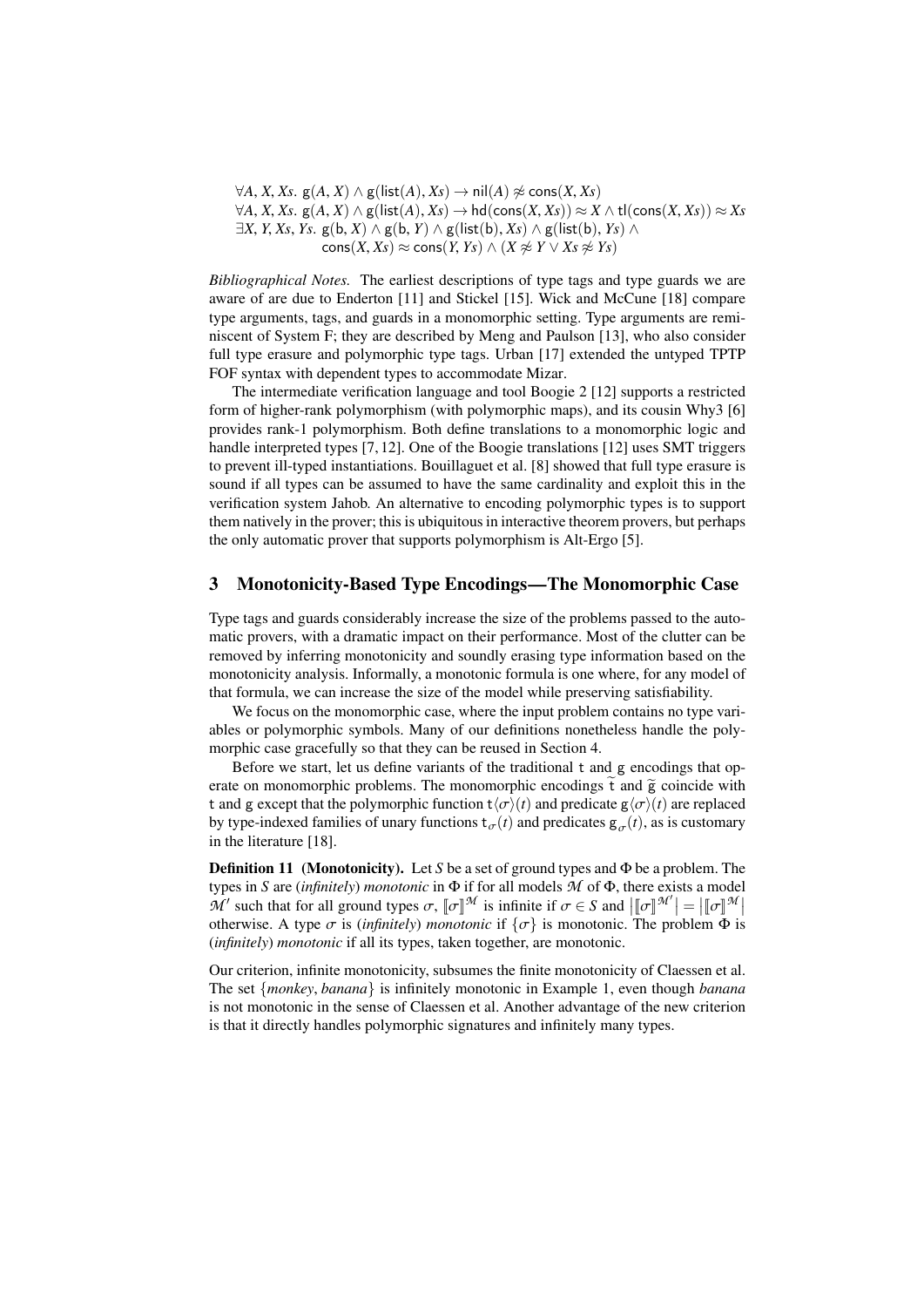$\forall A, X, Xs.\ \mathsf{g}(A, X) \land \mathsf{g}(\mathsf{list}(A), Xs) \to \mathsf{nil}(A) \not\approx \mathsf{cons}(X, Xs)$
$\forall A, X, Xs.\ \mathsf{g}(A, X) \land \mathsf{g}(\mathsf{list}(A), Xs) \to \mathsf{hd}(\mathsf{cons}(X, Xs)) \approx X \land \mathsf{tl}(\mathsf{cons}(X, Xs)) \approx Xs$
$\exists X, Y, Xs, Ys.\ \mathsf{g}(\mathsf{b}, X) \land \mathsf{g}(\mathsf{b}, Y) \land \mathsf{g}(\mathsf{list}(\mathsf{b}), Xs) \land \mathsf{g}(\mathsf{list}(\mathsf{b}), Ys) \land$
$\qquad \mathsf{cons}(X, Xs) \approx \mathsf{cons}(Y, Ys) \land (X \not\approx Y \lor Xs \not\approx Ys)$

*Bibliographical Notes.* The earliest descriptions of type tags and type guards we are aware of are due to Enderton [11] and Stickel [15]. Wick and McCune [18] compare type arguments, tags, and guards in a monomorphic setting. Type arguments are reminiscent of System F; they are described by Meng and Paulson [13], who also consider full type erasure and polymorphic type tags. Urban [17] extended the untyped TPTP FOF syntax with dependent types to accommodate Mizar.

The intermediate verification language and tool Boogie 2 [12] supports a restricted form of higher-rank polymorphism (with polymorphic maps), and its cousin Why3 [6] provides rank-1 polymorphism. Both define translations to a monomorphic logic and handle interpreted types [7, 12]. One of the Boogie translations [12] uses SMT triggers to prevent ill-typed instantiations. Bouillaguet et al. [8] showed that full type erasure is sound if all types can be assumed to have the same cardinality and exploit this in the verification system Jahob. An alternative to encoding polymorphic types is to support them natively in the prover; this is ubiquitous in interactive theorem provers, but perhaps the only automatic prover that supports polymorphism is Alt-Ergo [5].

## 3 Monotonicity-Based Type Encodings—The Monomorphic Case

Type tags and guards considerably increase the size of the problems passed to the automatic provers, with a dramatic impact on their performance. Most of the clutter can be removed by inferring monotonicity and soundly erasing type information based on the monotonicity analysis. Informally, a monotonic formula is one where, for any model of that formula, we can increase the size of the model while preserving satisfiability.

We focus on the monomorphic case, where the input problem contains no type variables or polymorphic symbols. Many of our definitions nonetheless handle the polymorphic case gracefully so that they can be reused in Section 4.

Before we start, let us define variants of the traditional $\mathsf{t}$ and $\mathsf{g}$ encodings that operate on monomorphic problems. The monomorphic encodings $\widetilde{\mathsf{t}}$ and $\widetilde{\mathsf{g}}$ coincide with $\mathsf{t}$ and $\mathsf{g}$ except that the polymorphic function $\mathsf{t}\langle\sigma\rangle(t)$ and predicate $\mathsf{g}\langle\sigma\rangle(t)$ are replaced by type-indexed families of unary functions $\mathsf{t}_\sigma(t)$ and predicates $\mathsf{g}_\sigma(t)$, as is customary in the literature [18].

**Definition 11 (Monotonicity).** Let $S$ be a set of ground types and $\Phi$ be a problem. The types in $S$ are (*infinitely*) *monotonic* in $\Phi$ if for all models $\mathcal{M}$ of $\Phi$, there exists a model $\mathcal{M}'$ such that for all ground types $\sigma$, $[\![\sigma]\!]^{\mathcal{M}}$ is infinite if $\sigma \in S$ and $\big|[\![\sigma]\!]^{\mathcal{M}'}\big| = \big|[\![\sigma]\!]^{\mathcal{M}}\big|$ otherwise. A type $\sigma$ is (*infinitely*) *monotonic* if $\{\sigma\}$ is monotonic. The problem $\Phi$ is (*infinitely*) *monotonic* if all its types, taken together, are monotonic.

Our criterion, infinite monotonicity, subsumes the finite monotonicity of Claessen et al. The set $\{monkey, banana\}$ is infinitely monotonic in Example 1, even though *banana* is not monotonic in the sense of Claessen et al. Another advantage of the new criterion is that it directly handles polymorphic signatures and infinitely many types.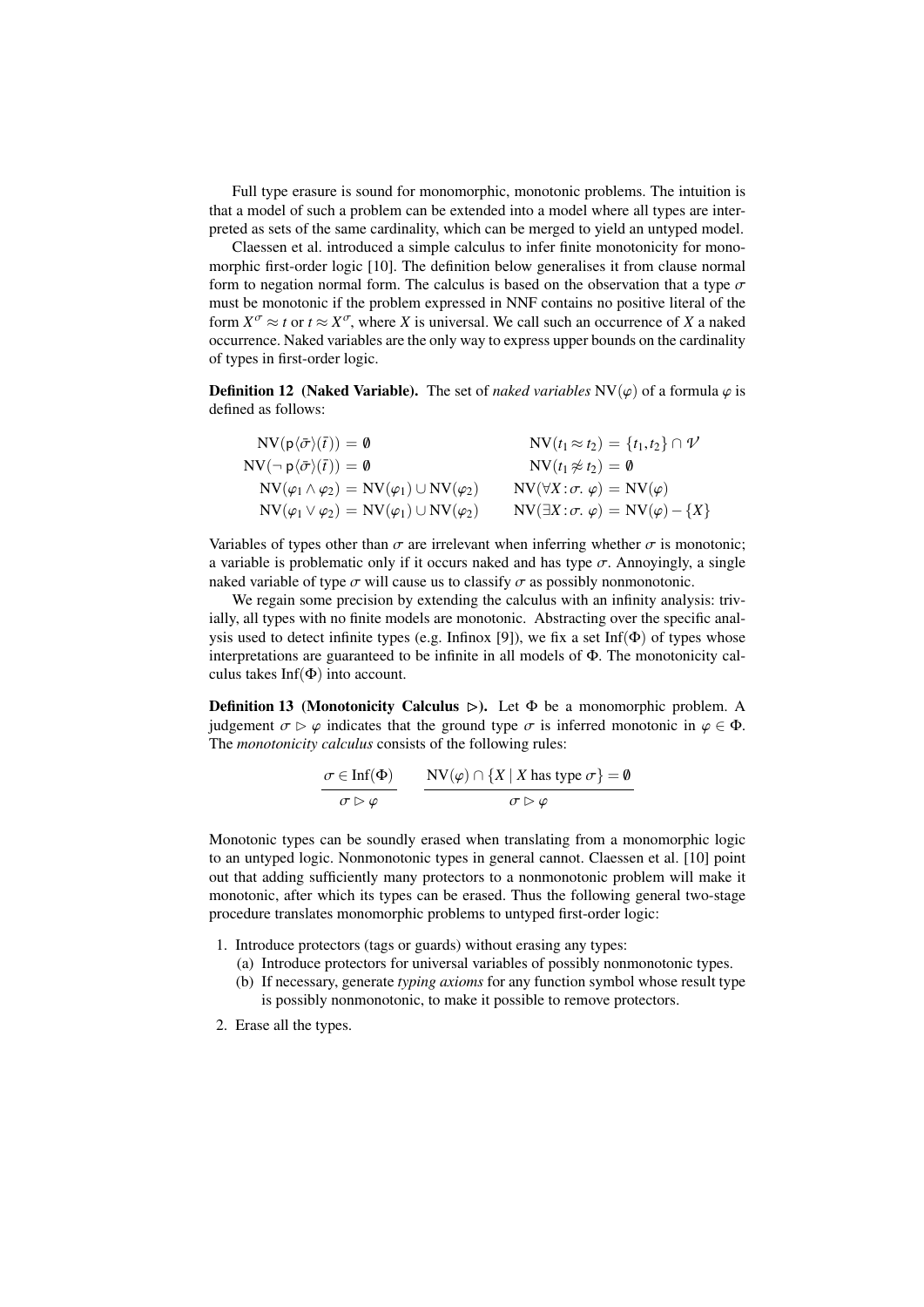Full type erasure is sound for monomorphic, monotonic problems. The intuition is that a model of such a problem can be extended into a model where all types are interpreted as sets of the same cardinality, which can be merged to yield an untyped model.

Claessen et al. introduced a simple calculus to infer finite monotonicity for monomorphic first-order logic [10]. The definition below generalises it from clause normal form to negation normal form. The calculus is based on the observation that a type $\sigma$ must be monotonic if the problem expressed in NNF contains no positive literal of the form $X^\sigma \approx t$ or $t \approx X^\sigma$, where $X$ is universal. We call such an occurrence of $X$ a naked occurrence. Naked variables are the only way to express upper bounds on the cardinality of types in first-order logic.

**Definition 12 (Naked Variable).** The set of *naked variables* $\mathrm{NV}(\varphi)$ of a formula $\varphi$ is defined as follows:

$$
\begin{array}{ll}
\mathrm{NV}(\mathsf{p}\langle\bar\sigma\rangle(\bar t)) = \emptyset & \mathrm{NV}(t_1 \approx t_2) = \{t_1, t_2\} \cap \mathcal{V} \\
\mathrm{NV}(\neg\, \mathsf{p}\langle\bar\sigma\rangle(\bar t)) = \emptyset & \mathrm{NV}(t_1 \not\approx t_2) = \emptyset \\
\mathrm{NV}(\varphi_1 \wedge \varphi_2) = \mathrm{NV}(\varphi_1) \cup \mathrm{NV}(\varphi_2) & \mathrm{NV}(\forall X\!:\!\sigma.\ \varphi) = \mathrm{NV}(\varphi) \\
\mathrm{NV}(\varphi_1 \vee \varphi_2) = \mathrm{NV}(\varphi_1) \cup \mathrm{NV}(\varphi_2) & \mathrm{NV}(\exists X\!:\!\sigma.\ \varphi) = \mathrm{NV}(\varphi) - \{X\}
\end{array}
$$

Variables of types other than $\sigma$ are irrelevant when inferring whether $\sigma$ is monotonic; a variable is problematic only if it occurs naked and has type $\sigma$. Annoyingly, a single naked variable of type $\sigma$ will cause us to classify $\sigma$ as possibly nonmonotonic.

We regain some precision by extending the calculus with an infinity analysis: trivially, all types with no finite models are monotonic. Abstracting over the specific analysis used to detect infinite types (e.g. Infinox [9]), we fix a set $\mathrm{Inf}(\Phi)$ of types whose interpretations are guaranteed to be infinite in all models of $\Phi$. The monotonicity calculus takes $\mathrm{Inf}(\Phi)$ into account.

**Definition 13 (Monotonicity Calculus $\rhd$).** Let $\Phi$ be a monomorphic problem. A judgement $\sigma \rhd \varphi$ indicates that the ground type $\sigma$ is inferred monotonic in $\varphi \in \Phi$. The *monotonicity calculus* consists of the following rules:

$$
\frac{\sigma \in \mathrm{Inf}(\Phi)}{\sigma \rhd \varphi} \qquad \frac{\mathrm{NV}(\varphi) \cap \{X \mid X \text{ has type } \sigma\} = \emptyset}{\sigma \rhd \varphi}
$$

Monotonic types can be soundly erased when translating from a monomorphic logic to an untyped logic. Nonmonotonic types in general cannot. Claessen et al. [10] point out that adding sufficiently many protectors to a nonmonotonic problem will make it monotonic, after which its types can be erased. Thus the following general two-stage procedure translates monomorphic problems to untyped first-order logic:

1. Introduce protectors (tags or guards) without erasing any types:
   (a) Introduce protectors for universal variables of possibly nonmonotonic types.
   (b) If necessary, generate *typing axioms* for any function symbol whose result type is possibly nonmonotonic, to make it possible to remove protectors.
2. Erase all the types.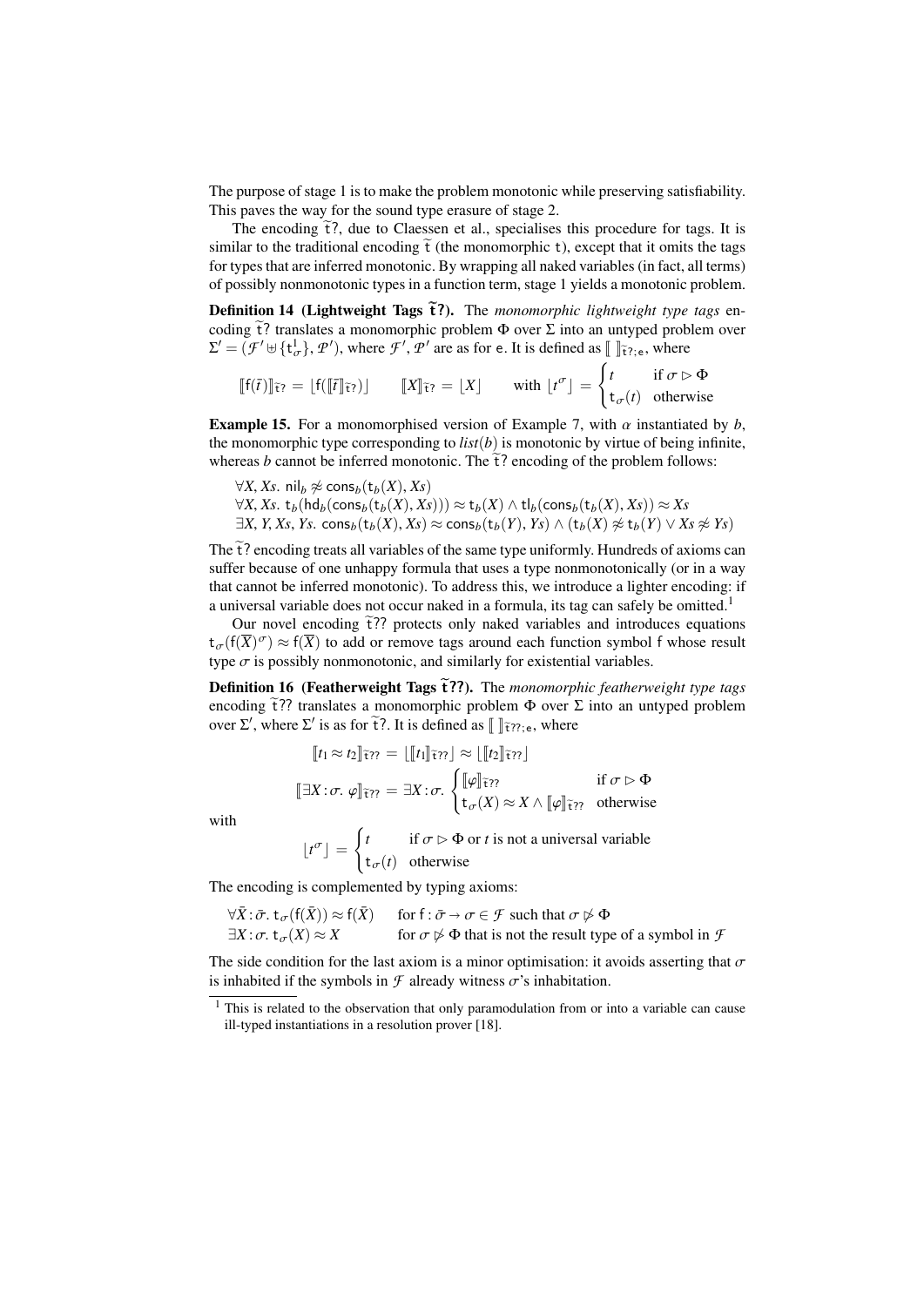The purpose of stage 1 is to make the problem monotonic while preserving satisfiability. This paves the way for the sound type erasure of stage 2.

The encoding $\widetilde{\mathsf{t}}?$, due to Claessen et al., specialises this procedure for tags. It is similar to the traditional encoding $\widetilde{\mathsf{t}}$ (the monomorphic $\mathsf{t}$), except that it omits the tags for types that are inferred monotonic. By wrapping all naked variables (in fact, all terms) of possibly nonmonotonic types in a function term, stage 1 yields a monotonic problem.

**Definition 14 (Lightweight Tags $\widetilde{\mathbf{t}}?$).** The *monomorphic lightweight type tags* encoding $\widetilde{\mathsf{t}}?$ translates a monomorphic problem $\Phi$ over $\Sigma$ into an untyped problem over $\Sigma' = (\mathcal{F}' \uplus \{\mathsf{t}^1_\sigma\}, \mathcal{P}')$, where $\mathcal{F}', \mathcal{P}'$ are as for $\mathsf{e}$. It is defined as $[\![\;]\!]_{\widetilde{\mathsf{t}}?;\mathsf{e}}$, where

$$[\![\mathsf{f}(\bar{t})]\!]_{\widetilde{\mathsf{t}}?} = \lfloor \mathsf{f}([\![\bar{t}]\!]_{\widetilde{\mathsf{t}}?})\rfloor \qquad [\![X]\!]_{\widetilde{\mathsf{t}}?} = \lfloor X \rfloor \qquad \text{with } \lfloor t^{\sigma} \rfloor = \begin{cases} t & \text{if } \sigma \rhd \Phi \\ \mathsf{t}_\sigma(t) & \text{otherwise} \end{cases}$$

**Example 15.** For a monomorphised version of Example 7, with $\alpha$ instantiated by $b$, the monomorphic type corresponding to $list(b)$ is monotonic by virtue of being infinite, whereas $b$ cannot be inferred monotonic. The $\widetilde{\mathsf{t}}?$ encoding of the problem follows:

$$\begin{aligned}
&\forall X, Xs.\ \mathsf{nil}_b \not\approx \mathsf{cons}_b(\mathsf{t}_b(X), Xs)\\
&\forall X, Xs.\ \mathsf{t}_b(\mathsf{hd}_b(\mathsf{cons}_b(\mathsf{t}_b(X), Xs))) \approx \mathsf{t}_b(X) \wedge \mathsf{tl}_b(\mathsf{cons}_b(\mathsf{t}_b(X), Xs)) \approx Xs\\
&\exists X, Y, Xs, Ys.\ \mathsf{cons}_b(\mathsf{t}_b(X), Xs) \approx \mathsf{cons}_b(\mathsf{t}_b(Y), Ys) \wedge (\mathsf{t}_b(X) \not\approx \mathsf{t}_b(Y) \vee Xs \not\approx Ys)
\end{aligned}$$

The $\widetilde{\mathsf{t}}?$ encoding treats all variables of the same type uniformly. Hundreds of axioms can suffer because of one unhappy formula that uses a type nonmonotonically (or in a way that cannot be inferred monotonic). To address this, we introduce a lighter encoding: if a universal variable does not occur naked in a formula, its tag can safely be omitted.[1]

Our novel encoding $\widetilde{\mathsf{t}}??$ protects only naked variables and introduces equations $\mathsf{t}_\sigma(\mathsf{f}(\overline{X})^{\sigma}) \approx \mathsf{f}(\overline{X})$ to add or remove tags around each function symbol $\mathsf{f}$ whose result type $\sigma$ is possibly nonmonotonic, and similarly for existential variables.

**Definition 16 (Featherweight Tags $\widetilde{\mathbf{t}}??$).** The *monomorphic featherweight type tags* encoding $\widetilde{\mathsf{t}}??$ translates a monomorphic problem $\Phi$ over $\Sigma$ into an untyped problem over $\Sigma'$, where $\Sigma'$ is as for $\widetilde{\mathsf{t}}?$. It is defined as $[\![\;]\!]_{\widetilde{\mathsf{t}}??;\mathsf{e}}$, where

$$[\![t_1 \approx t_2]\!]_{\widetilde{\mathsf{t}}??} = \lfloor [\![t_1]\!]_{\widetilde{\mathsf{t}}??} \rfloor \approx \lfloor [\![t_2]\!]_{\widetilde{\mathsf{t}}??} \rfloor$$

$$[\![\exists X\!:\!\sigma.\ \varphi]\!]_{\widetilde{\mathsf{t}}??} = \exists X\!:\!\sigma.\ \begin{cases} [\![\varphi]\!]_{\widetilde{\mathsf{t}}??} & \text{if } \sigma \rhd \Phi \\ \mathsf{t}_\sigma(X) \approx X \wedge [\![\varphi]\!]_{\widetilde{\mathsf{t}}??} & \text{otherwise} \end{cases}$$

with

$$\lfloor t^{\sigma} \rfloor = \begin{cases} t & \text{if } \sigma \rhd \Phi \text{ or } t \text{ is not a universal variable} \\ \mathsf{t}_\sigma(t) & \text{otherwise} \end{cases}$$

The encoding is complemented by typing axioms:

$$\begin{aligned}
&\forall \bar{X}\!:\!\bar{\sigma}.\ \mathsf{t}_\sigma(\mathsf{f}(\bar{X})) \approx \mathsf{f}(\bar{X}) && \text{for } \mathsf{f} : \bar{\sigma} \to \sigma \in \mathcal{F} \text{ such that } \sigma \not\rhd \Phi\\
&\exists X\!:\!\sigma.\ \mathsf{t}_\sigma(X) \approx X && \text{for } \sigma \not\rhd \Phi \text{ that is not the result type of a symbol in } \mathcal{F}
\end{aligned}$$

The side condition for the last axiom is a minor optimisation: it avoids asserting that $\sigma$ is inhabited if the symbols in $\mathcal{F}$ already witness $\sigma$'s inhabitation.

[1] This is related to the observation that only paramodulation from or into a variable can cause ill-typed instantiations in a resolution prover [18].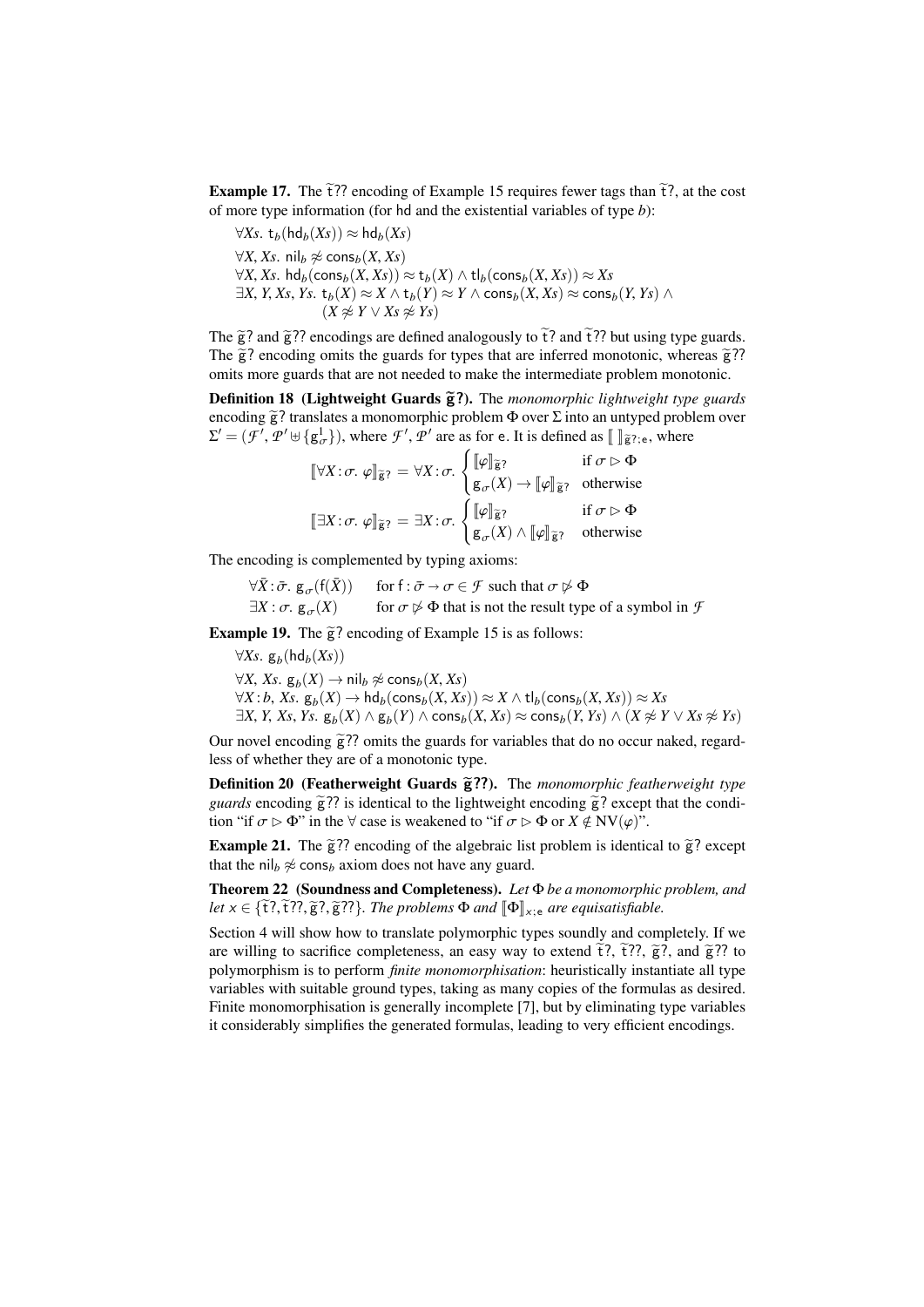**Example 17.** The $\widetilde{\mathsf{t}}$?? encoding of Example 15 requires fewer tags than $\widetilde{\mathsf{t}}$?, at the cost of more type information (for hd and the existential variables of type $b$):

$$\forall Xs.\ \mathsf{t}_b(\mathsf{hd}_b(Xs)) \approx \mathsf{hd}_b(Xs)$$
$$\forall X, Xs.\ \mathsf{nil}_b \not\approx \mathsf{cons}_b(X, Xs)$$
$$\forall X, Xs.\ \mathsf{hd}_b(\mathsf{cons}_b(X, Xs)) \approx \mathsf{t}_b(X) \wedge \mathsf{tl}_b(\mathsf{cons}_b(X, Xs)) \approx Xs$$
$$\exists X, Y, Xs, Ys.\ \mathsf{t}_b(X) \approx X \wedge \mathsf{t}_b(Y) \approx Y \wedge \mathsf{cons}_b(X, Xs) \approx \mathsf{cons}_b(Y, Ys) \wedge (X \not\approx Y \vee Xs \not\approx Ys)$$

The $\widetilde{\mathsf{g}}$? and $\widetilde{\mathsf{g}}$?? encodings are defined analogously to $\widetilde{\mathsf{t}}$? and $\widetilde{\mathsf{t}}$?? but using type guards. The $\widetilde{\mathsf{g}}$? encoding omits the guards for types that are inferred monotonic, whereas $\widetilde{\mathsf{g}}$?? omits more guards that are not needed to make the intermediate problem monotonic.

**Definition 18 (Lightweight Guards $\widetilde{\mathsf{g}}$?).** The *monomorphic lightweight type guards* encoding $\widetilde{\mathsf{g}}$? translates a monomorphic problem $\Phi$ over $\Sigma$ into an untyped problem over $\Sigma' = (\mathcal{F}', \mathcal{P}' \uplus \{\mathsf{g}^1_\sigma\})$, where $\mathcal{F}', \mathcal{P}'$ are as for e. It is defined as $[\![\ ]\!]_{\widetilde{\mathsf{g}}?;\mathsf{e}}$, where

$$[\![\forall X\!:\!\sigma.\ \varphi]\!]_{\widetilde{\mathsf{g}}?} = \forall X\!:\!\sigma. \begin{cases} [\![\varphi]\!]_{\widetilde{\mathsf{g}}?} & \text{if } \sigma \rhd \Phi \\ \mathsf{g}_\sigma(X) \rightarrow [\![\varphi]\!]_{\widetilde{\mathsf{g}}?} & \text{otherwise} \end{cases}$$
$$[\![\exists X\!:\!\sigma.\ \varphi]\!]_{\widetilde{\mathsf{g}}?} = \exists X\!:\!\sigma. \begin{cases} [\![\varphi]\!]_{\widetilde{\mathsf{g}}?} & \text{if } \sigma \rhd \Phi \\ \mathsf{g}_\sigma(X) \wedge [\![\varphi]\!]_{\widetilde{\mathsf{g}}?} & \text{otherwise} \end{cases}$$

The encoding is complemented by typing axioms:

$\forall \bar{X}\!:\!\bar{\sigma}.\ \mathsf{g}_\sigma(\mathsf{f}(\bar{X}))$ for $\mathsf{f} : \bar{\sigma} \rightarrow \sigma \in \mathcal{F}$ such that $\sigma \not\rhd \Phi$

$\exists X : \sigma.\ \mathsf{g}_\sigma(X)$ for $\sigma \not\rhd \Phi$ that is not the result type of a symbol in $\mathcal{F}$

**Example 19.** The $\widetilde{\mathsf{g}}$? encoding of Example 15 is as follows:

$$\forall Xs.\ \mathsf{g}_b(\mathsf{hd}_b(Xs))$$
$$\forall X, Xs.\ \mathsf{g}_b(X) \rightarrow \mathsf{nil}_b \not\approx \mathsf{cons}_b(X, Xs)$$
$$\forall X\!:\!b, Xs.\ \mathsf{g}_b(X) \rightarrow \mathsf{hd}_b(\mathsf{cons}_b(X, Xs)) \approx X \wedge \mathsf{tl}_b(\mathsf{cons}_b(X, Xs)) \approx Xs$$
$$\exists X, Y, Xs, Ys.\ \mathsf{g}_b(X) \wedge \mathsf{g}_b(Y) \wedge \mathsf{cons}_b(X, Xs) \approx \mathsf{cons}_b(Y, Ys) \wedge (X \not\approx Y \vee Xs \not\approx Ys)$$

Our novel encoding $\widetilde{\mathsf{g}}$?? omits the guards for variables that do no occur naked, regardless of whether they are of a monotonic type.

**Definition 20 (Featherweight Guards $\widetilde{\mathsf{g}}$??).** The *monomorphic featherweight type guards* encoding $\widetilde{\mathsf{g}}$?? is identical to the lightweight encoding $\widetilde{\mathsf{g}}$? except that the condition "if $\sigma \rhd \Phi$" in the $\forall$ case is weakened to "if $\sigma \rhd \Phi$ or $X \notin \mathrm{NV}(\varphi)$".

**Example 21.** The $\widetilde{\mathsf{g}}$?? encoding of the algebraic list problem is identical to $\widetilde{\mathsf{g}}$? except that the $\mathsf{nil}_b \not\approx \mathsf{cons}_b$ axiom does not have any guard.

**Theorem 22 (Soundness and Completeness).** *Let $\Phi$ be a monomorphic problem, and let $x \in \{\widetilde{\mathsf{t}}?, \widetilde{\mathsf{t}}??, \widetilde{\mathsf{g}}?, \widetilde{\mathsf{g}}??\}$. The problems $\Phi$ and $[\![\Phi]\!]_{x;\mathsf{e}}$ are equisatisfiable.*

Section 4 will show how to translate polymorphic types soundly and completely. If we are willing to sacrifice completeness, an easy way to extend $\widetilde{\mathsf{t}}$?, $\widetilde{\mathsf{t}}$??, $\widetilde{\mathsf{g}}$?, and $\widetilde{\mathsf{g}}$?? to polymorphism is to perform *finite monomorphisation*: heuristically instantiate all type variables with suitable ground types, taking as many copies of the formulas as desired. Finite monomorphisation is generally incomplete [7], but by eliminating type variables it considerably simplifies the generated formulas, leading to very efficient encodings.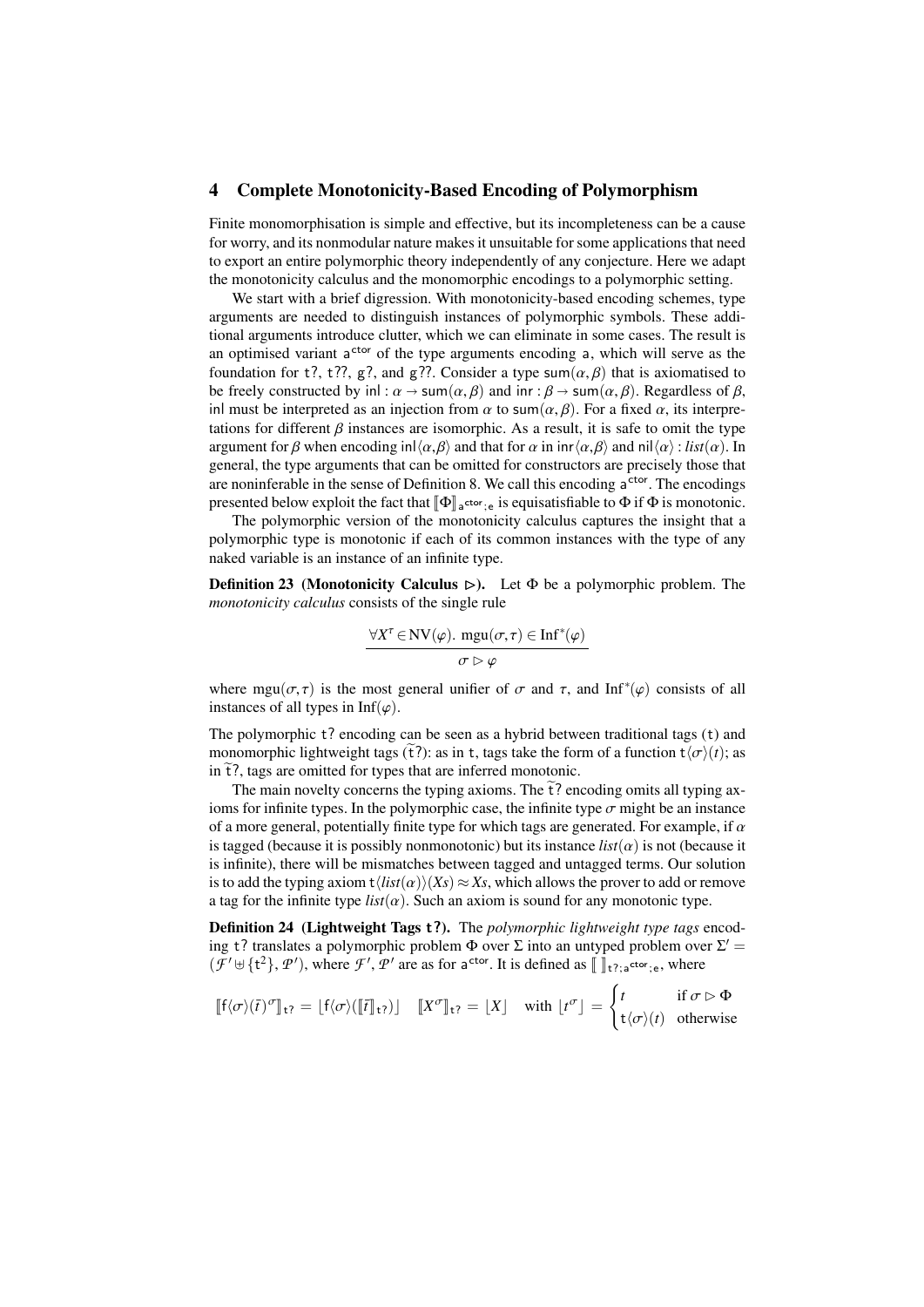## 4 Complete Monotonicity-Based Encoding of Polymorphism

Finite monomorphisation is simple and effective, but its incompleteness can be a cause for worry, and its nonmodular nature makes it unsuitable for some applications that need to export an entire polymorphic theory independently of any conjecture. Here we adapt the monotonicity calculus and the monomorphic encodings to a polymorphic setting.

We start with a brief digression. With monotonicity-based encoding schemes, type arguments are needed to distinguish instances of polymorphic symbols. These additional arguments introduce clutter, which we can eliminate in some cases. The result is an optimised variant $\mathsf{a}^{\mathsf{ctor}}$ of the type arguments encoding $\mathsf{a}$, which will serve as the foundation for $\mathtt{t?}$, $\mathtt{t??}$, $\mathtt{g?}$, and $\mathtt{g??}$. Consider a type $\mathsf{sum}(\alpha,\beta)$ that is axiomatised to be freely constructed by $\mathsf{inl} : \alpha \to \mathsf{sum}(\alpha,\beta)$ and $\mathsf{inr} : \beta \to \mathsf{sum}(\alpha,\beta)$. Regardless of $\beta$, $\mathsf{inl}$ must be interpreted as an injection from $\alpha$ to $\mathsf{sum}(\alpha,\beta)$. For a fixed $\alpha$, its interpretations for different $\beta$ instances are isomorphic. As a result, it is safe to omit the type argument for $\beta$ when encoding $\mathsf{inl}\langle\alpha,\beta\rangle$ and that for $\alpha$ in $\mathsf{inr}\langle\alpha,\beta\rangle$ and $\mathsf{nil}\langle\alpha\rangle : \mathit{list}(\alpha)$. In general, the type arguments that can be omitted for constructors are precisely those that are noninferable in the sense of Definition 8. We call this encoding $\mathsf{a}^{\mathsf{ctor}}$. The encodings presented below exploit the fact that $[\![\Phi]\!]_{\mathsf{a}^{\mathsf{ctor}};\mathsf{e}}$ is equisatisfiable to $\Phi$ if $\Phi$ is monotonic.

The polymorphic version of the monotonicity calculus captures the insight that a polymorphic type is monotonic if each of its common instances with the type of any naked variable is an instance of an infinite type.

**Definition 23 (Monotonicity Calculus $\rhd$).** Let $\Phi$ be a polymorphic problem. The *monotonicity calculus* consists of the single rule

$$\frac{\forall X^{\tau} \in \mathrm{NV}(\varphi).\ \mathrm{mgu}(\sigma,\tau) \in \mathrm{Inf}^{*}(\varphi)}{\sigma \rhd \varphi}$$

where $\mathrm{mgu}(\sigma,\tau)$ is the most general unifier of $\sigma$ and $\tau$, and $\mathrm{Inf}^{*}(\varphi)$ consists of all instances of all types in $\mathrm{Inf}(\varphi)$.

The polymorphic $\mathtt{t?}$ encoding can be seen as a hybrid between traditional tags ($\mathtt{t}$) and monomorphic lightweight tags ($\widetilde{\mathtt{t}}\mathtt{?}$): as in $\mathtt{t}$, tags take the form of a function $\mathsf{t}\langle\sigma\rangle(t)$; as in $\widetilde{\mathtt{t}}\mathtt{?}$, tags are omitted for types that are inferred monotonic.

The main novelty concerns the typing axioms. The $\widetilde{\mathtt{t}}\mathtt{?}$ encoding omits all typing axioms for infinite types. In the polymorphic case, the infinite type $\sigma$ might be an instance of a more general, potentially finite type for which tags are generated. For example, if $\alpha$ is tagged (because it is possibly nonmonotonic) but its instance $\mathit{list}(\alpha)$ is not (because it is infinite), there will be mismatches between tagged and untagged terms. Our solution is to add the typing axiom $\mathsf{t}\langle \mathit{list}(\alpha)\rangle(Xs) \approx Xs$, which allows the prover to add or remove a tag for the infinite type $\mathit{list}(\alpha)$. Such an axiom is sound for any monotonic type.

**Definition 24 (Lightweight Tags $\mathtt{t?}$).** The *polymorphic lightweight type tags* encoding $\mathtt{t?}$ translates a polymorphic problem $\Phi$ over $\Sigma$ into an untyped problem over $\Sigma' = (\mathcal{F}' \uplus \{\mathsf{t}^2\}, \mathcal{P}')$, where $\mathcal{F}'$, $\mathcal{P}'$ are as for $\mathsf{a}^{\mathsf{ctor}}$. It is defined as $[\![\ ]\!]_{\mathtt{t?};\mathsf{a}^{\mathsf{ctor}};\mathsf{e}}$, where

$$[\![\mathsf{f}\langle\bar\sigma\rangle(\bar t)^{\sigma}]\!]_{\mathtt{t?}} = \lfloor \mathsf{f}\langle\bar\sigma\rangle([\![\bar t]\!]_{\mathtt{t?}})\rfloor \quad [\![X^{\sigma}]\!]_{\mathtt{t?}} = \lfloor X \rfloor \quad \text{with } \lfloor t^{\sigma} \rfloor = \begin{cases} t & \text{if } \sigma \rhd \Phi \\ \mathsf{t}\langle\sigma\rangle(t) & \text{otherwise} \end{cases}$$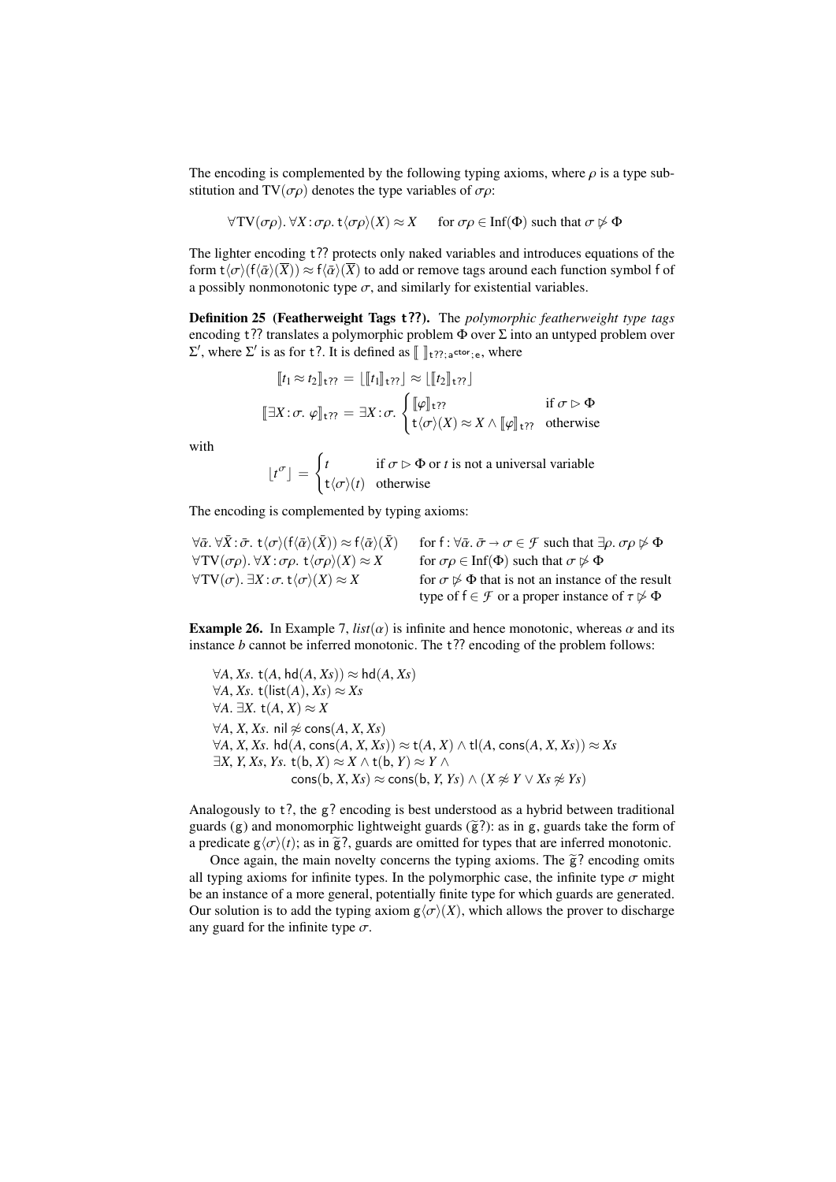The encoding is complemented by the following typing axioms, where $\rho$ is a type substitution and $\mathrm{TV}(\sigma\rho)$ denotes the type variables of $\sigma\rho$:

$$\forall \mathrm{TV}(\sigma\rho).\ \forall X\!:\!\sigma\rho.\ \mathsf{t}\langle\sigma\rho\rangle(X) \approx X \qquad \text{for } \sigma\rho \in \mathrm{Inf}(\Phi) \text{ such that } \sigma \not\rhd \Phi$$

The lighter encoding $\mathtt{t??}$ protects only naked variables and introduces equations of the form $\mathsf{t}\langle\sigma\rangle(\mathsf{f}\langle\bar{\alpha}\rangle(\overline{X})) \approx \mathsf{f}\langle\bar{\alpha}\rangle(\overline{X})$ to add or remove tags around each function symbol $\mathsf{f}$ of a possibly nonmonotonic type $\sigma$, and similarly for existential variables.

**Definition 25 (Featherweight Tags t??).** The *polymorphic featherweight type tags* encoding $\mathtt{t??}$ translates a polymorphic problem $\Phi$ over $\Sigma$ into an untyped problem over $\Sigma'$, where $\Sigma'$ is as for $\mathtt{t?}$. It is defined as $[\![\ ]\!]_{\mathtt{t??};\,\mathsf{a}^{\mathsf{ctor}};\,\mathsf{e}}$, where

$$[\![t_1 \approx t_2]\!]_{\mathtt{t??}} = \lfloor [\![t_1]\!]_{\mathtt{t??}} \rfloor \approx \lfloor [\![t_2]\!]_{\mathtt{t??}} \rfloor$$

$$[\![\exists X\!:\!\sigma.\ \varphi]\!]_{\mathtt{t??}} = \exists X\!:\!\sigma.\ \begin{cases} [\![\varphi]\!]_{\mathtt{t??}} & \text{if } \sigma \rhd \Phi \\ \mathsf{t}\langle\sigma\rangle(X) \approx X \wedge [\![\varphi]\!]_{\mathtt{t??}} & \text{otherwise} \end{cases}$$

with

$$\lfloor t^{\sigma} \rfloor = \begin{cases} t & \text{if } \sigma \rhd \Phi \text{ or } t \text{ is not a universal variable} \\ \mathsf{t}\langle\sigma\rangle(t) & \text{otherwise} \end{cases}$$

The encoding is complemented by typing axioms:

| | |
|---|---|
| $\forall\bar{\alpha}.\ \forall\bar{X}\!:\!\bar{\sigma}.\ \mathsf{t}\langle\sigma\rangle(\mathsf{f}\langle\bar{\alpha}\rangle(\bar{X})) \approx \mathsf{f}\langle\bar{\alpha}\rangle(\bar{X})$ | for $\mathsf{f} : \forall\bar{\alpha}.\ \bar{\sigma} \to \sigma \in \mathcal{F}$ such that $\exists\rho.\ \sigma\rho \not\rhd \Phi$ |
| $\forall \mathrm{TV}(\sigma\rho).\ \forall X\!:\!\sigma\rho.\ \mathsf{t}\langle\sigma\rho\rangle(X) \approx X$ | for $\sigma\rho \in \mathrm{Inf}(\Phi)$ such that $\sigma \not\rhd \Phi$ |
| $\forall \mathrm{TV}(\sigma).\ \exists X\!:\!\sigma.\ \mathsf{t}\langle\sigma\rangle(X) \approx X$ | for $\sigma \not\rhd \Phi$ that is not an instance of the result type of $\mathsf{f} \in \mathcal{F}$ or a proper instance of $\tau \not\rhd \Phi$ |

**Example 26.** In Example 7, $\mathit{list}(\alpha)$ is infinite and hence monotonic, whereas $\alpha$ and its instance $b$ cannot be inferred monotonic. The $\mathtt{t??}$ encoding of the problem follows:

$\forall A, Xs.\ \mathsf{t}(A, \mathsf{hd}(A, Xs)) \approx \mathsf{hd}(A, Xs)$
$\forall A, Xs.\ \mathsf{t}(\mathsf{list}(A), Xs) \approx Xs$
$\forall A.\ \exists X.\ \mathsf{t}(A, X) \approx X$
$\forall A, X, Xs.\ \mathsf{nil} \not\approx \mathsf{cons}(A, X, Xs)$
$\forall A, X, Xs.\ \mathsf{hd}(A, \mathsf{cons}(A, X, Xs)) \approx \mathsf{t}(A, X) \wedge \mathsf{tl}(A, \mathsf{cons}(A, X, Xs)) \approx Xs$
$\exists X, Y, Xs, Ys.\ \mathsf{t}(\mathsf{b}, X) \approx X \wedge \mathsf{t}(\mathsf{b}, Y) \approx Y \wedge$
$\qquad \mathsf{cons}(\mathsf{b}, X, Xs) \approx \mathsf{cons}(\mathsf{b}, Y, Ys) \wedge (X \not\approx Y \vee Xs \not\approx Ys)$

Analogously to $\mathtt{t?}$, the $\mathtt{g?}$ encoding is best understood as a hybrid between traditional guards ($\mathtt{g}$) and monomorphic lightweight guards ($\widetilde{\mathtt{g}}\mathtt{?}$): as in $\mathtt{g}$, guards take the form of a predicate $\mathsf{g}\langle\sigma\rangle(t)$; as in $\widetilde{\mathtt{g}}\mathtt{?}$, guards are omitted for types that are inferred monotonic.

Once again, the main novelty concerns the typing axioms. The $\widetilde{\mathtt{g}}\mathtt{?}$ encoding omits all typing axioms for infinite types. In the polymorphic case, the infinite type $\sigma$ might be an instance of a more general, potentially finite type for which guards are generated. Our solution is to add the typing axiom $\mathsf{g}\langle\sigma\rangle(X)$, which allows the prover to discharge any guard for the infinite type $\sigma$.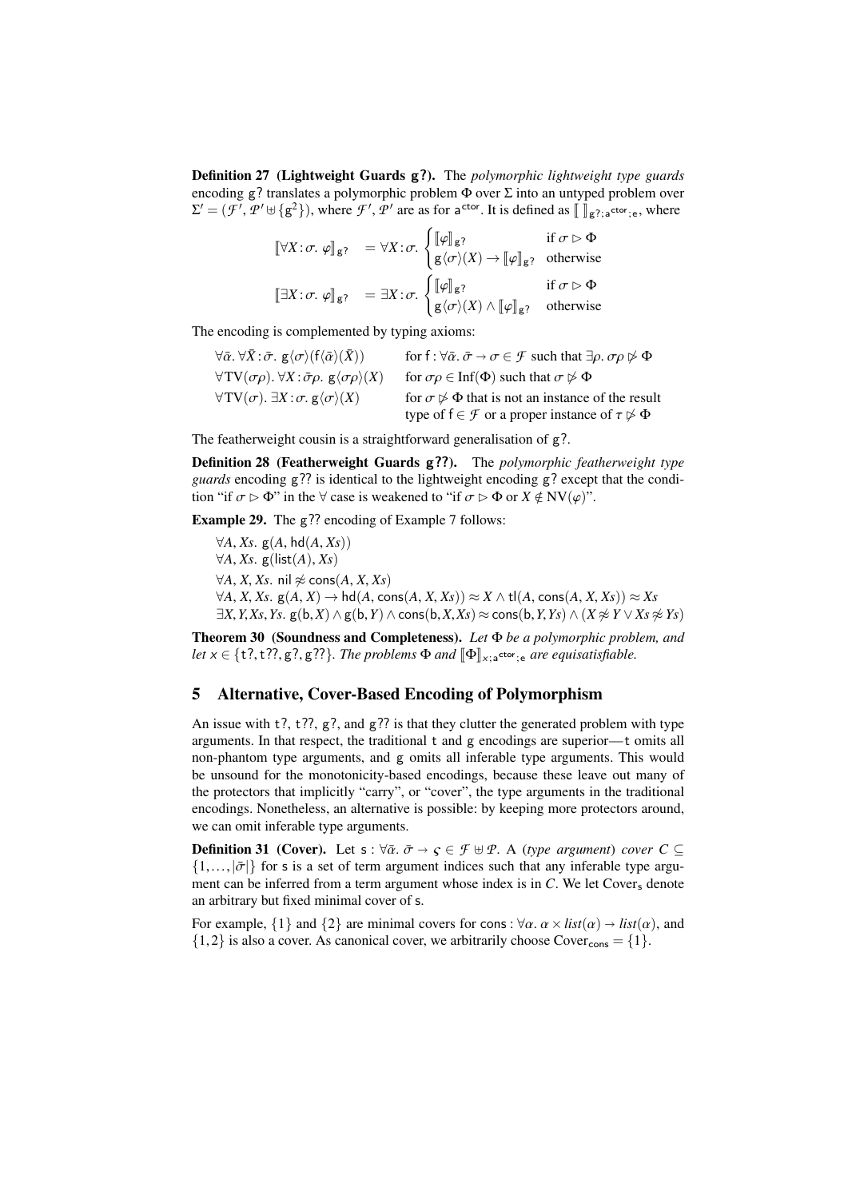**Definition 27 (Lightweight Guards g?).** The *polymorphic lightweight type guards* encoding g? translates a polymorphic problem $\Phi$ over $\Sigma$ into an untyped problem over $\Sigma' = (\mathcal{F}', \mathcal{P}' \uplus \{\mathsf{g}^2\})$, where $\mathcal{F}'$, $\mathcal{P}'$ are as for $\mathsf{a}^{\mathsf{ctor}}$. It is defined as $[\![\ ]\!]_{\mathsf{g?};\mathsf{a}^{\mathsf{ctor}};\mathsf{e}}$, where

$$[\![\forall X\!:\sigma.\ \varphi]\!]_{\mathsf{g?}} \;=\; \forall X\!:\sigma.\ \begin{cases} [\![\varphi]\!]_{\mathsf{g?}} & \text{if } \sigma \rhd \Phi \\ \mathsf{g}\langle\sigma\rangle(X) \rightarrow [\![\varphi]\!]_{\mathsf{g?}} & \text{otherwise} \end{cases}$$

$$[\![\exists X\!:\sigma.\ \varphi]\!]_{\mathsf{g?}} \;=\; \exists X\!:\sigma.\ \begin{cases} [\![\varphi]\!]_{\mathsf{g?}} & \text{if } \sigma \rhd \Phi \\ \mathsf{g}\langle\sigma\rangle(X) \wedge [\![\varphi]\!]_{\mathsf{g?}} & \text{otherwise} \end{cases}$$

The encoding is complemented by typing axioms:

| | |
|---|---|
| $\forall\bar\alpha.\ \forall\bar X\!:\bar\sigma.\ \mathsf{g}\langle\sigma\rangle(\mathsf{f}\langle\bar\alpha\rangle(\bar X))$ | for $\mathsf{f} : \forall\bar\alpha.\ \bar\sigma \rightarrow \sigma \in \mathcal{F}$ such that $\exists\rho.\ \sigma\rho \not\rhd \Phi$ |
| $\forall \mathrm{TV}(\sigma\rho).\ \forall X\!:\bar\sigma\rho.\ \mathsf{g}\langle\sigma\rho\rangle(X)$ | for $\sigma\rho \in \mathrm{Inf}(\Phi)$ such that $\sigma \not\rhd \Phi$ |
| $\forall \mathrm{TV}(\sigma).\ \exists X\!:\sigma.\ \mathsf{g}\langle\sigma\rangle(X)$ | for $\sigma \not\rhd \Phi$ that is not an instance of the result type of $\mathsf{f} \in \mathcal{F}$ or a proper instance of $\tau \not\rhd \Phi$ |

The featherweight cousin is a straightforward generalisation of g?.

**Definition 28 (Featherweight Guards g??).** The *polymorphic featherweight type guards* encoding g?? is identical to the lightweight encoding g? except that the condition "if $\sigma \rhd \Phi$" in the $\forall$ case is weakened to "if $\sigma \rhd \Phi$ or $X \notin \mathrm{NV}(\varphi)$".

**Example 29.** The g?? encoding of Example 7 follows:

$\forall A, Xs.\ \mathsf{g}(A, \mathsf{hd}(A, Xs))$
$\forall A, Xs.\ \mathsf{g}(\mathsf{list}(A), Xs)$
$\forall A, X, Xs.\ \mathsf{nil} \not\approx \mathsf{cons}(A, X, Xs)$
$\forall A, X, Xs.\ \mathsf{g}(A, X) \rightarrow \mathsf{hd}(A, \mathsf{cons}(A, X, Xs)) \approx X \wedge \mathsf{tl}(A, \mathsf{cons}(A, X, Xs)) \approx Xs$
$\exists X, Y, Xs, Ys.\ \mathsf{g}(\mathsf{b}, X) \wedge \mathsf{g}(\mathsf{b}, Y) \wedge \mathsf{cons}(\mathsf{b}, X, Xs) \approx \mathsf{cons}(\mathsf{b}, Y, Ys) \wedge (X \not\approx Y \vee Xs \not\approx Ys)$

**Theorem 30 (Soundness and Completeness).** *Let $\Phi$ be a polymorphic problem, and let $x \in \{\mathsf{t?}, \mathsf{t??}, \mathsf{g?}, \mathsf{g??}\}$. The problems $\Phi$ and $[\![\Phi]\!]_{x;\mathsf{a}^{\mathsf{ctor}};\mathsf{e}}$ are equisatisfiable.*

## 5 Alternative, Cover-Based Encoding of Polymorphism

An issue with t?, t??, g?, and g?? is that they clutter the generated problem with type arguments. In that respect, the traditional t and g encodings are superior—t omits all non-phantom type arguments, and g omits all inferable type arguments. This would be unsound for the monotonicity-based encodings, because these leave out many of the protectors that implicitly "carry", or "cover", the type arguments in the traditional encodings. Nonetheless, an alternative is possible: by keeping more protectors around, we can omit inferable type arguments.

**Definition 31 (Cover).** Let $\mathsf{s} : \forall\bar\alpha.\ \bar\sigma \rightarrow \varsigma \in \mathcal{F} \uplus \mathcal{P}$. A (*type argument*) *cover* $C \subseteq \{1, \ldots, |\bar\sigma|\}$ for s is a set of term argument indices such that any inferable type argument can be inferred from a term argument whose index is in $C$. We let $\mathrm{Cover}_{\mathsf{s}}$ denote an arbitrary but fixed minimal cover of s.

For example, $\{1\}$ and $\{2\}$ are minimal covers for $\mathsf{cons} : \forall\alpha.\ \alpha \times \mathit{list}(\alpha) \rightarrow \mathit{list}(\alpha)$, and $\{1, 2\}$ is also a cover. As canonical cover, we arbitrarily choose $\mathrm{Cover}_{\mathsf{cons}} = \{1\}$.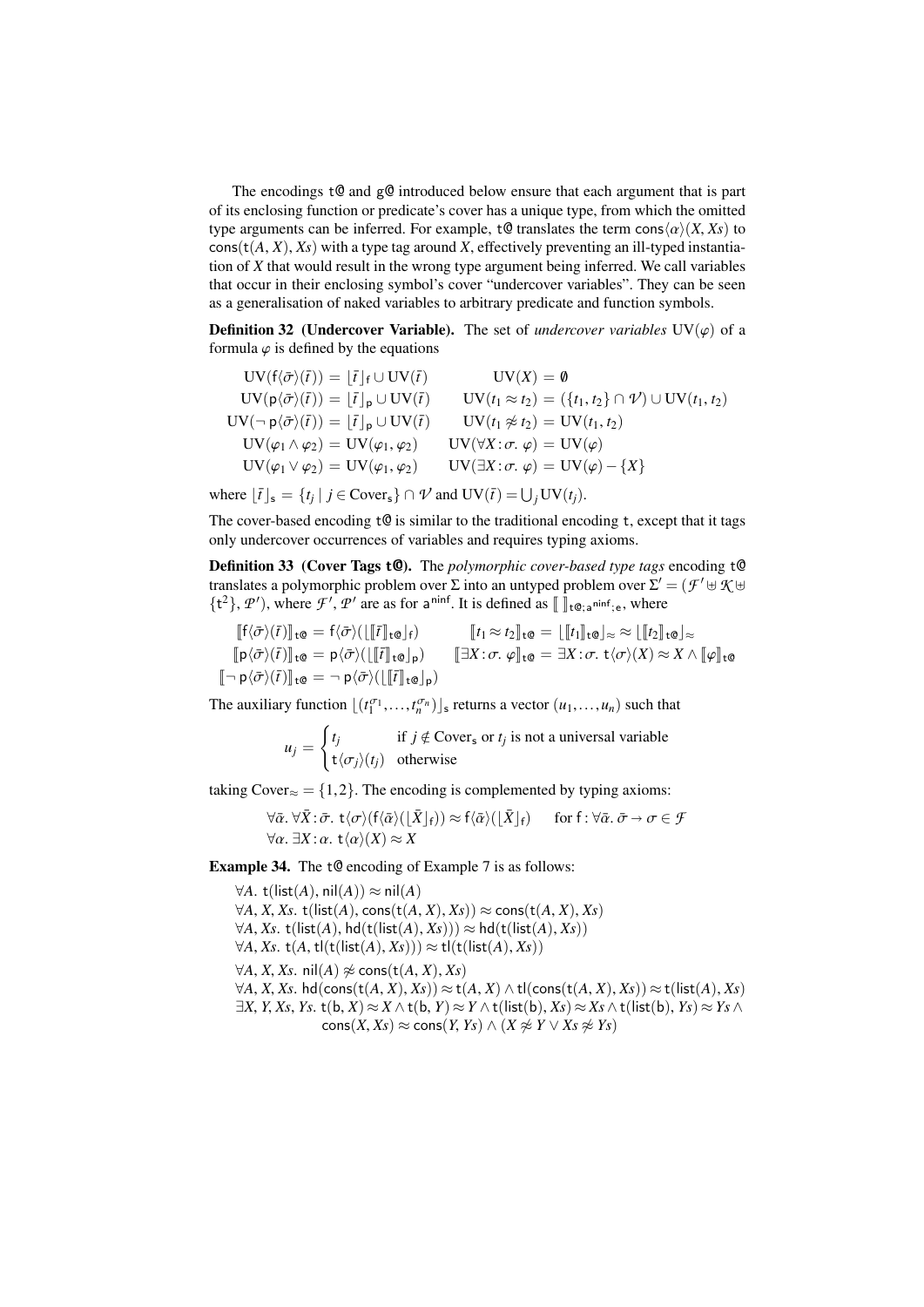The encodings $\mathtt{t@}$ and $\mathtt{g@}$ introduced below ensure that each argument that is part of its enclosing function or predicate's cover has a unique type, from which the omitted type arguments can be inferred. For example, $\mathtt{t@}$ translates the term $\mathsf{cons}\langle\alpha\rangle(X, Xs)$ to $\mathsf{cons}(\mathsf{t}(A, X), Xs)$ with a type tag around $X$, effectively preventing an ill-typed instantiation of $X$ that would result in the wrong type argument being inferred. We call variables that occur in their enclosing symbol's cover "undercover variables". They can be seen as a generalisation of naked variables to arbitrary predicate and function symbols.

**Definition 32 (Undercover Variable).** The set of *undercover variables* $\mathrm{UV}(\varphi)$ of a formula $\varphi$ is defined by the equations

$$
\begin{aligned}
\mathrm{UV}(\mathsf{f}\langle\bar\sigma\rangle(\bar t)) &= \lfloor \bar t \rfloor_{\mathsf{f}} \cup \mathrm{UV}(\bar t) & \mathrm{UV}(X) &= \emptyset \\
\mathrm{UV}(\mathsf{p}\langle\bar\sigma\rangle(\bar t)) &= \lfloor \bar t \rfloor_{\mathsf{p}} \cup \mathrm{UV}(\bar t) & \mathrm{UV}(t_1 \approx t_2) &= (\{t_1, t_2\} \cap \mathcal{V}) \cup \mathrm{UV}(t_1, t_2) \\
\mathrm{UV}(\neg\, \mathsf{p}\langle\bar\sigma\rangle(\bar t)) &= \lfloor \bar t \rfloor_{\mathsf{p}} \cup \mathrm{UV}(\bar t) & \mathrm{UV}(t_1 \not\approx t_2) &= \mathrm{UV}(t_1, t_2) \\
\mathrm{UV}(\varphi_1 \wedge \varphi_2) &= \mathrm{UV}(\varphi_1, \varphi_2) & \mathrm{UV}(\forall X\!:\sigma.\ \varphi) &= \mathrm{UV}(\varphi) \\
\mathrm{UV}(\varphi_1 \vee \varphi_2) &= \mathrm{UV}(\varphi_1, \varphi_2) & \mathrm{UV}(\exists X\!:\sigma.\ \varphi) &= \mathrm{UV}(\varphi) - \{X\}
\end{aligned}
$$

where $\lfloor \bar t \rfloor_{\mathsf{s}} = \{t_j \mid j \in \mathrm{Cover}_{\mathsf{s}}\} \cap \mathcal{V}$ and $\mathrm{UV}(\bar t) = \bigcup_j \mathrm{UV}(t_j)$.

The cover-based encoding $\mathtt{t@}$ is similar to the traditional encoding $\mathtt{t}$, except that it tags only undercover occurrences of variables and requires typing axioms.

**Definition 33 (Cover Tags t@).** The *polymorphic cover-based type tags* encoding $\mathtt{t@}$ translates a polymorphic problem over $\Sigma$ into an untyped problem over $\Sigma' = (\mathcal{F}' \uplus \mathcal{K} \uplus \{\mathsf{t}^2\}, \mathcal{P}')$, where $\mathcal{F}'$, $\mathcal{P}'$ are as for $\mathsf{a}^{\mathsf{ninf}}$. It is defined as $[\![\ ]\!]_{\mathtt{t@};\mathsf{a}^{\mathsf{ninf}};\mathsf{e}}$, where

$$
\begin{aligned}
[\![\mathsf{f}\langle\bar\sigma\rangle(\bar t)]\!]_{\mathtt{t@}} &= \mathsf{f}\langle\bar\sigma\rangle(\lfloor [\![\bar t]\!]_{\mathtt{t@}} \rfloor_{\mathsf{f}}) & [\![t_1 \approx t_2]\!]_{\mathtt{t@}} &= \lfloor [\![t_1]\!]_{\mathtt{t@}} \rfloor_{\approx} \approx \lfloor [\![t_2]\!]_{\mathtt{t@}} \rfloor_{\approx} \\
[\![\mathsf{p}\langle\bar\sigma\rangle(\bar t)]\!]_{\mathtt{t@}} &= \mathsf{p}\langle\bar\sigma\rangle(\lfloor [\![\bar t]\!]_{\mathtt{t@}} \rfloor_{\mathsf{p}}) & [\![\exists X\!:\sigma.\ \varphi]\!]_{\mathtt{t@}} &= \exists X\!:\sigma.\ \mathsf{t}\langle\sigma\rangle(X) \approx X \wedge [\![\varphi]\!]_{\mathtt{t@}} \\
[\![\neg\, \mathsf{p}\langle\bar\sigma\rangle(\bar t)]\!]_{\mathtt{t@}} &= \neg\, \mathsf{p}\langle\bar\sigma\rangle(\lfloor [\![\bar t]\!]_{\mathtt{t@}} \rfloor_{\mathsf{p}})
\end{aligned}
$$

The auxiliary function $\lfloor (t_1^{\sigma_1}, \ldots, t_n^{\sigma_n}) \rfloor_{\mathsf{s}}$ returns a vector $(u_1, \ldots, u_n)$ such that

$$
u_j = \begin{cases} t_j & \text{if } j \notin \mathrm{Cover}_{\mathsf{s}} \text{ or } t_j \text{ is not a universal variable} \\ \mathsf{t}\langle\sigma_j\rangle(t_j) & \text{otherwise} \end{cases}
$$

taking $\mathrm{Cover}_{\approx} = \{1, 2\}$. The encoding is complemented by typing axioms:

$$
\begin{aligned}
&\forall\bar\alpha.\ \forall\bar X\!:\bar\sigma.\ \mathsf{t}\langle\sigma\rangle(\mathsf{f}\langle\bar\alpha\rangle(\lfloor\bar X\rfloor_{\mathsf{f}})) \approx \mathsf{f}\langle\bar\alpha\rangle(\lfloor\bar X\rfloor_{\mathsf{f}}) \qquad \text{for } \mathsf{f} : \forall\bar\alpha.\ \bar\sigma \to \sigma \in \mathcal{F} \\
&\forall\alpha.\ \exists X\!:\alpha.\ \mathsf{t}\langle\alpha\rangle(X) \approx X
\end{aligned}
$$

**Example 34.** The $\mathtt{t@}$ encoding of Example 7 is as follows:

$\forall A.\ \mathsf{t}(\mathsf{list}(A), \mathsf{nil}(A)) \approx \mathsf{nil}(A)$
$\forall A, X, Xs.\ \mathsf{t}(\mathsf{list}(A), \mathsf{cons}(\mathsf{t}(A, X), Xs)) \approx \mathsf{cons}(\mathsf{t}(A, X), Xs)$
$\forall A, Xs.\ \mathsf{t}(\mathsf{list}(A), \mathsf{hd}(\mathsf{t}(\mathsf{list}(A), Xs))) \approx \mathsf{hd}(\mathsf{t}(\mathsf{list}(A), Xs))$
$\forall A, Xs.\ \mathsf{t}(A, \mathsf{tl}(\mathsf{t}(\mathsf{list}(A), Xs))) \approx \mathsf{tl}(\mathsf{t}(\mathsf{list}(A), Xs))$
$\forall A, X, Xs.\ \mathsf{nil}(A) \not\approx \mathsf{cons}(\mathsf{t}(A, X), Xs)$
$\forall A, X, Xs.\ \mathsf{hd}(\mathsf{cons}(\mathsf{t}(A, X), Xs)) \approx \mathsf{t}(A, X) \wedge \mathsf{tl}(\mathsf{cons}(\mathsf{t}(A, X), Xs)) \approx \mathsf{t}(\mathsf{list}(A), Xs)$
$\exists X, Y, Xs, Ys.\ \mathsf{t}(\mathsf{b}, X) \approx X \wedge \mathsf{t}(\mathsf{b}, Y) \approx Y \wedge \mathsf{t}(\mathsf{list}(\mathsf{b}), Xs) \approx Xs \wedge \mathsf{t}(\mathsf{list}(\mathsf{b}), Ys) \approx Ys \wedge$
$\qquad \mathsf{cons}(X, Xs) \approx \mathsf{cons}(Y, Ys) \wedge (X \not\approx Y \vee Xs \not\approx Ys)$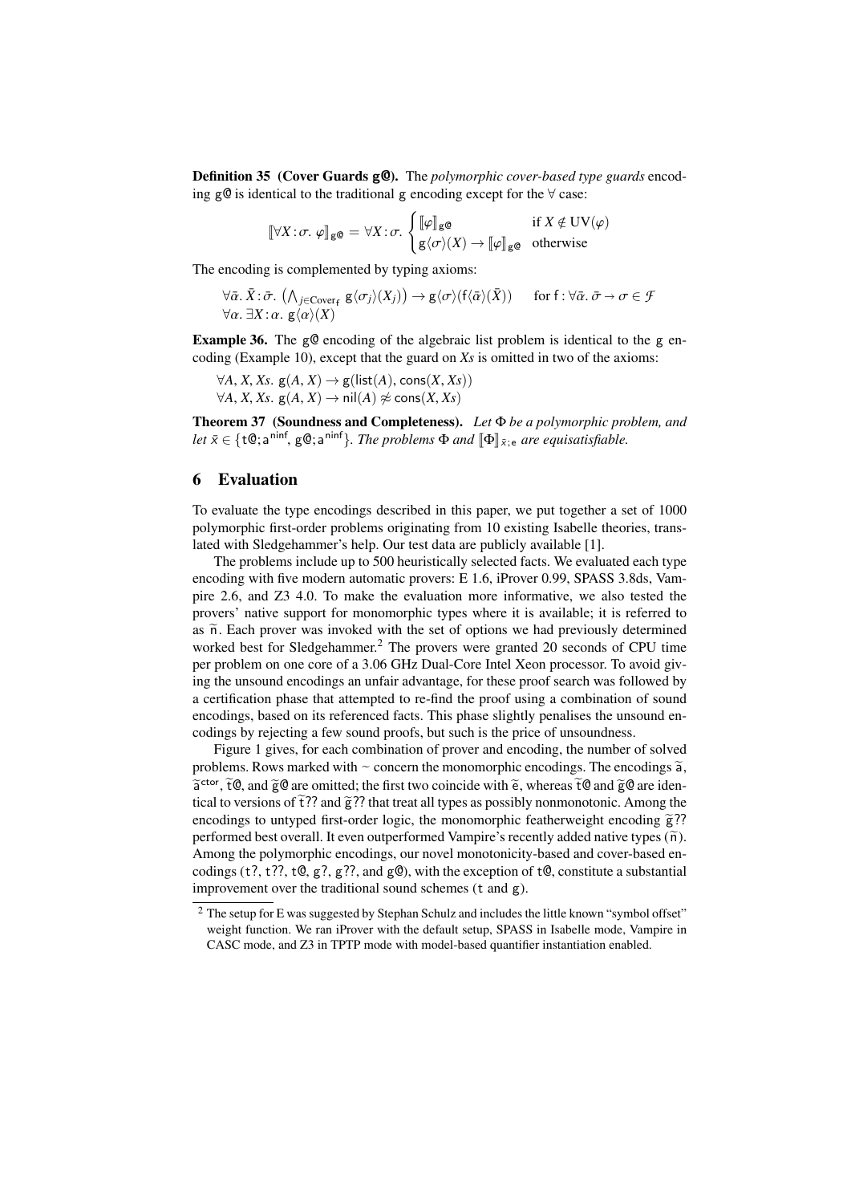**Definition 35 (Cover Guards g@).** The *polymorphic cover-based type guards* encoding g@ is identical to the traditional g encoding except for the ∀ case:

$$[\![\forall X\!:\!\sigma.\ \varphi]\!]_{\mathsf{g@}} = \forall X\!:\!\sigma.\ \begin{cases} [\![\varphi]\!]_{\mathsf{g@}} & \text{if } X \notin \mathrm{UV}(\varphi) \\ \mathsf{g}\langle\sigma\rangle(X) \rightarrow [\![\varphi]\!]_{\mathsf{g@}} & \text{otherwise} \end{cases}$$

The encoding is complemented by typing axioms:

$$\forall \bar{\alpha}.\ \bar{X}\!:\!\bar{\sigma}.\ \big(\textstyle\bigwedge_{j \in \mathrm{Cover}_{\mathsf{f}}} \mathsf{g}\langle\sigma_j\rangle(X_j)\big) \rightarrow \mathsf{g}\langle\sigma\rangle(\mathsf{f}\langle\bar{\alpha}\rangle(\bar{X})) \qquad \text{for } \mathsf{f} : \forall\bar{\alpha}.\ \bar{\sigma} \rightarrow \sigma \in \mathcal{F}$$
$$\forall \alpha.\ \exists X\!:\!\alpha.\ \mathsf{g}\langle\alpha\rangle(X)$$

**Example 36.** The g@ encoding of the algebraic list problem is identical to the g encoding (Example 10), except that the guard on *Xs* is omitted in two of the axioms:

$\forall A, X, Xs.\ \mathsf{g}(A, X) \rightarrow \mathsf{g}(\mathsf{list}(A), \mathsf{cons}(X, Xs))$
$\forall A, X, Xs.\ \mathsf{g}(A, X) \rightarrow \mathsf{nil}(A) \not\approx \mathsf{cons}(X, Xs)$

**Theorem 37 (Soundness and Completeness).** *Let* $\Phi$ *be a polymorphic problem, and let* $\bar{x} \in \{\mathsf{t@;a}^{\mathsf{ninf}}, \mathsf{g@;a}^{\mathsf{ninf}}\}$. *The problems* $\Phi$ *and* $[\![\Phi]\!]_{\bar{x};\mathsf{e}}$ *are equisatisfiable.*

## 6 Evaluation

To evaluate the type encodings described in this paper, we put together a set of 1000 polymorphic first-order problems originating from 10 existing Isabelle theories, translated with Sledgehammer's help. Our test data are publicly available [1].

The problems include up to 500 heuristically selected facts. We evaluated each type encoding with five modern automatic provers: E 1.6, iProver 0.99, SPASS 3.8ds, Vampire 2.6, and Z3 4.0. To make the evaluation more informative, we also tested the provers' native support for monomorphic types where it is available; it is referred to as $\widetilde{\mathsf{n}}$. Each prover was invoked with the set of options we had previously determined worked best for Sledgehammer.[2] The provers were granted 20 seconds of CPU time per problem on one core of a 3.06 GHz Dual-Core Intel Xeon processor. To avoid giving the unsound encodings an unfair advantage, for these proof search was followed by a certification phase that attempted to re-find the proof using a combination of sound encodings, based on its referenced facts. This phase slightly penalises the unsound encodings by rejecting a few sound proofs, but such is the price of unsoundness.

Figure 1 gives, for each combination of prover and encoding, the number of solved problems. Rows marked with ~ concern the monomorphic encodings. The encodings $\widetilde{\mathsf{a}}$, $\widetilde{\mathsf{a}}^{\mathsf{ctor}}$, $\widetilde{\mathsf{t}}$@, and $\widetilde{\mathsf{g}}$@ are omitted; the first two coincide with $\widetilde{\mathsf{e}}$, whereas $\widetilde{\mathsf{t}}$@ and $\widetilde{\mathsf{g}}$@ are identical to versions of $\widetilde{\mathsf{t}}$?? and $\widetilde{\mathsf{g}}$?? that treat all types as possibly nonmonotonic. Among the encodings to untyped first-order logic, the monomorphic featherweight encoding $\widetilde{\mathsf{g}}$?? performed best overall. It even outperformed Vampire's recently added native types ($\widetilde{\mathsf{n}}$). Among the polymorphic encodings, our novel monotonicity-based and cover-based encodings (t?, t??, t@, g?, g??, and g@), with the exception of t@, constitute a substantial improvement over the traditional sound schemes (t and g).

[2] The setup for E was suggested by Stephan Schulz and includes the little known "symbol offset" weight function. We ran iProver with the default setup, SPASS in Isabelle mode, Vampire in CASC mode, and Z3 in TPTP mode with model-based quantifier instantiation enabled.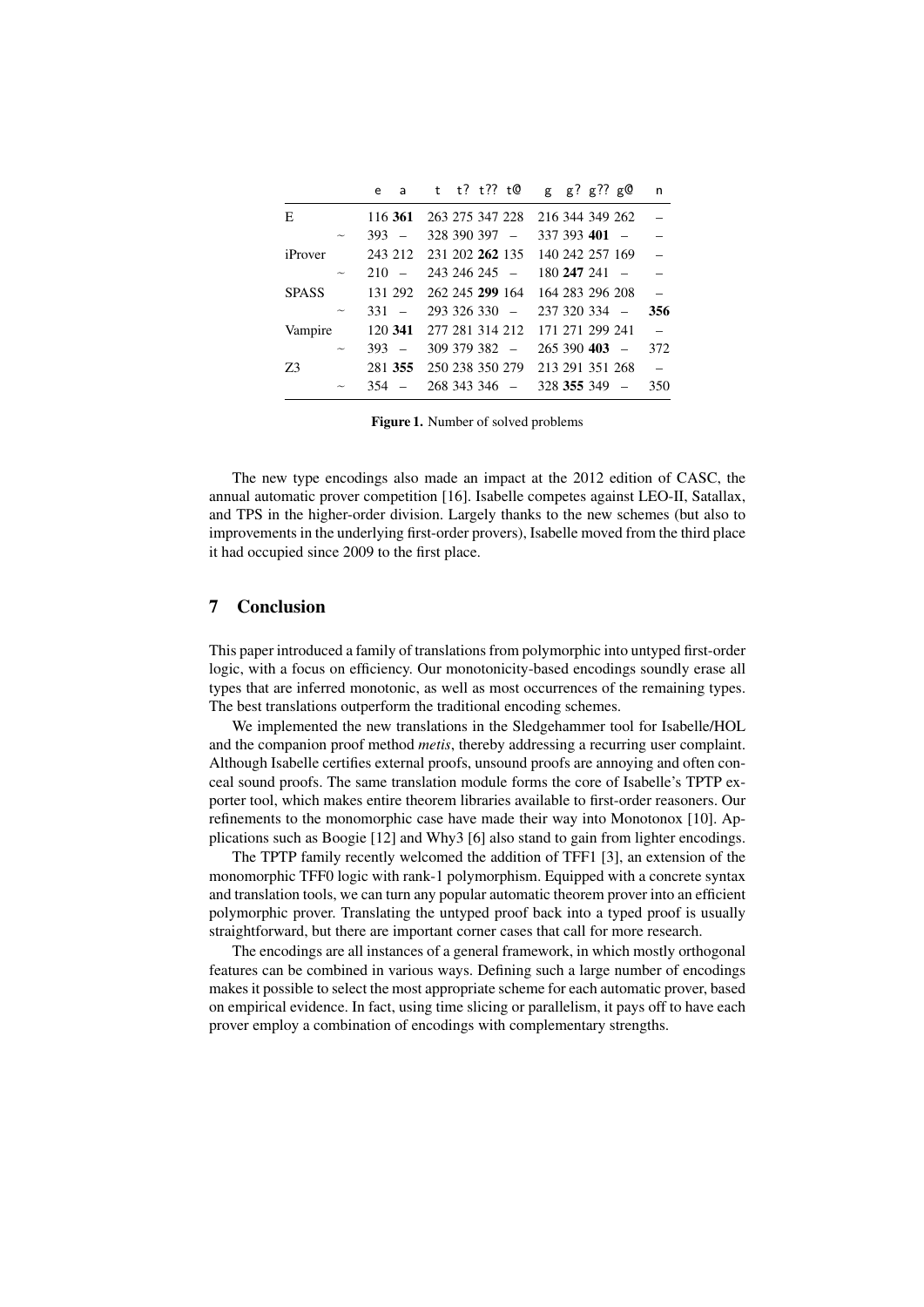| | | e | a | t | t? | t?? | t@ | g | g? | g?? | g@ | n |
|---|---|---|---|---|---|---|---|---|---|---|---|---|
| E | | 116 | **361** | 263 | 275 | 347 | 228 | 216 | 344 | 349 | 262 | – |
| | ~ | 393 | – | 328 | 390 | 397 | – | 337 | 393 | **401** | – | – |
| iProver | | 243 | 212 | 231 | 202 | **262** | 135 | 140 | 242 | 257 | 169 | – |
| | ~ | 210 | – | 243 | 246 | 245 | – | 180 | **247** | 241 | – | – |
| SPASS | | 131 | 292 | 262 | 245 | **299** | 164 | 164 | 283 | 296 | 208 | – |
| | ~ | 331 | – | 293 | 326 | 330 | – | 237 | 320 | 334 | – | **356** |
| Vampire | | 120 | **341** | 277 | 281 | 314 | 212 | 171 | 271 | 299 | 241 | – |
| | ~ | 393 | – | 309 | 379 | 382 | – | 265 | 390 | **403** | – | 372 |
| Z3 | | 281 | **355** | 250 | 238 | 350 | 279 | 213 | 291 | 351 | 268 | – |
| | ~ | 354 | – | 268 | 343 | 346 | – | 328 | **355** | 349 | – | 350 |

**Figure 1.** Number of solved problems

The new type encodings also made an impact at the 2012 edition of CASC, the annual automatic prover competition [16]. Isabelle competes against LEO-II, Satallax, and TPS in the higher-order division. Largely thanks to the new schemes (but also to improvements in the underlying first-order provers), Isabelle moved from the third place it had occupied since 2009 to the first place.

## 7 Conclusion

This paper introduced a family of translations from polymorphic into untyped first-order logic, with a focus on efficiency. Our monotonicity-based encodings soundly erase all types that are inferred monotonic, as well as most occurrences of the remaining types. The best translations outperform the traditional encoding schemes.

We implemented the new translations in the Sledgehammer tool for Isabelle/HOL and the companion proof method *metis*, thereby addressing a recurring user complaint. Although Isabelle certifies external proofs, unsound proofs are annoying and often conceal sound proofs. The same translation module forms the core of Isabelle's TPTP exporter tool, which makes entire theorem libraries available to first-order reasoners. Our refinements to the monomorphic case have made their way into Monotonox [10]. Applications such as Boogie [12] and Why3 [6] also stand to gain from lighter encodings.

The TPTP family recently welcomed the addition of TFF1 [3], an extension of the monomorphic TFF0 logic with rank-1 polymorphism. Equipped with a concrete syntax and translation tools, we can turn any popular automatic theorem prover into an efficient polymorphic prover. Translating the untyped proof back into a typed proof is usually straightforward, but there are important corner cases that call for more research.

The encodings are all instances of a general framework, in which mostly orthogonal features can be combined in various ways. Defining such a large number of encodings makes it possible to select the most appropriate scheme for each automatic prover, based on empirical evidence. In fact, using time slicing or parallelism, it pays off to have each prover employ a combination of encodings with complementary strengths.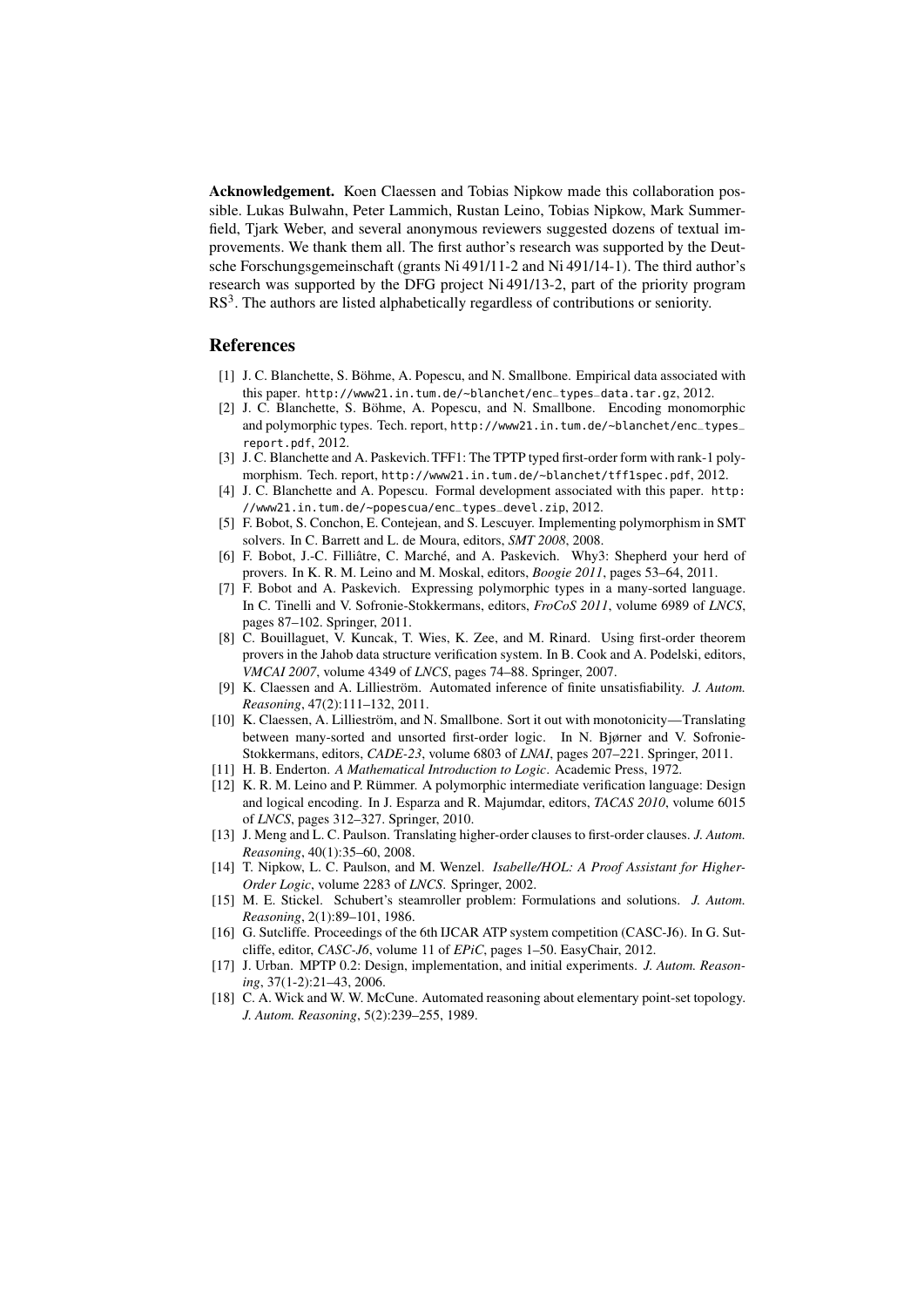**Acknowledgement.** Koen Claessen and Tobias Nipkow made this collaboration possible. Lukas Bulwahn, Peter Lammich, Rustan Leino, Tobias Nipkow, Mark Summerfield, Tjark Weber, and several anonymous reviewers suggested dozens of textual improvements. We thank them all. The first author's research was supported by the Deutsche Forschungsgemeinschaft (grants Ni 491/11-2 and Ni 491/14-1). The third author's research was supported by the DFG project Ni 491/13-2, part of the priority program $RS^3$. The authors are listed alphabetically regardless of contributions or seniority.

## References

[1] J. C. Blanchette, S. Böhme, A. Popescu, and N. Smallbone. Empirical data associated with this paper. http://www21.in.tum.de/~blanchet/enc_types_data.tar.gz, 2012.

[2] J. C. Blanchette, S. Böhme, A. Popescu, and N. Smallbone. Encoding monomorphic and polymorphic types. Tech. report, http://www21.in.tum.de/~blanchet/enc_types_report.pdf, 2012.

[3] J. C. Blanchette and A. Paskevich. TFF1: The TPTP typed first-order form with rank-1 polymorphism. Tech. report, http://www21.in.tum.de/~blanchet/tff1spec.pdf, 2012.

[4] J. C. Blanchette and A. Popescu. Formal development associated with this paper. http://www21.in.tum.de/~popescua/enc_types_devel.zip, 2012.

[5] F. Bobot, S. Conchon, E. Contejean, and S. Lescuyer. Implementing polymorphism in SMT solvers. In C. Barrett and L. de Moura, editors, *SMT 2008*, 2008.

[6] F. Bobot, J.-C. Filliâtre, C. Marché, and A. Paskevich. Why3: Shepherd your herd of provers. In K. R. M. Leino and M. Moskal, editors, *Boogie 2011*, pages 53–64, 2011.

[7] F. Bobot and A. Paskevich. Expressing polymorphic types in a many-sorted language. In C. Tinelli and V. Sofronie-Stokkermans, editors, *FroCoS 2011*, volume 6989 of *LNCS*, pages 87–102. Springer, 2011.

[8] C. Bouillaguet, V. Kuncak, T. Wies, K. Zee, and M. Rinard. Using first-order theorem provers in the Jahob data structure verification system. In B. Cook and A. Podelski, editors, *VMCAI 2007*, volume 4349 of *LNCS*, pages 74–88. Springer, 2007.

[9] K. Claessen and A. Lillieström. Automated inference of finite unsatisfiability. *J. Autom. Reasoning*, 47(2):111–132, 2011.

[10] K. Claessen, A. Lillieström, and N. Smallbone. Sort it out with monotonicity—Translating between many-sorted and unsorted first-order logic. In N. Bjørner and V. Sofronie-Stokkermans, editors, *CADE-23*, volume 6803 of *LNAI*, pages 207–221. Springer, 2011.

[11] H. B. Enderton. *A Mathematical Introduction to Logic*. Academic Press, 1972.

[12] K. R. M. Leino and P. Rümmer. A polymorphic intermediate verification language: Design and logical encoding. In J. Esparza and R. Majumdar, editors, *TACAS 2010*, volume 6015 of *LNCS*, pages 312–327. Springer, 2010.

[13] J. Meng and L. C. Paulson. Translating higher-order clauses to first-order clauses. *J. Autom. Reasoning*, 40(1):35–60, 2008.

[14] T. Nipkow, L. C. Paulson, and M. Wenzel. *Isabelle/HOL: A Proof Assistant for Higher-Order Logic*, volume 2283 of *LNCS*. Springer, 2002.

[15] M. E. Stickel. Schubert's steamroller problem: Formulations and solutions. *J. Autom. Reasoning*, 2(1):89–101, 1986.

[16] G. Sutcliffe. Proceedings of the 6th IJCAR ATP system competition (CASC-J6). In G. Sutcliffe, editor, *CASC-J6*, volume 11 of *EPiC*, pages 1–50. EasyChair, 2012.

[17] J. Urban. MPTP 0.2: Design, implementation, and initial experiments. *J. Autom. Reasoning*, 37(1-2):21–43, 2006.

[18] C. A. Wick and W. W. McCune. Automated reasoning about elementary point-set topology. *J. Autom. Reasoning*, 5(2):239–255, 1989.